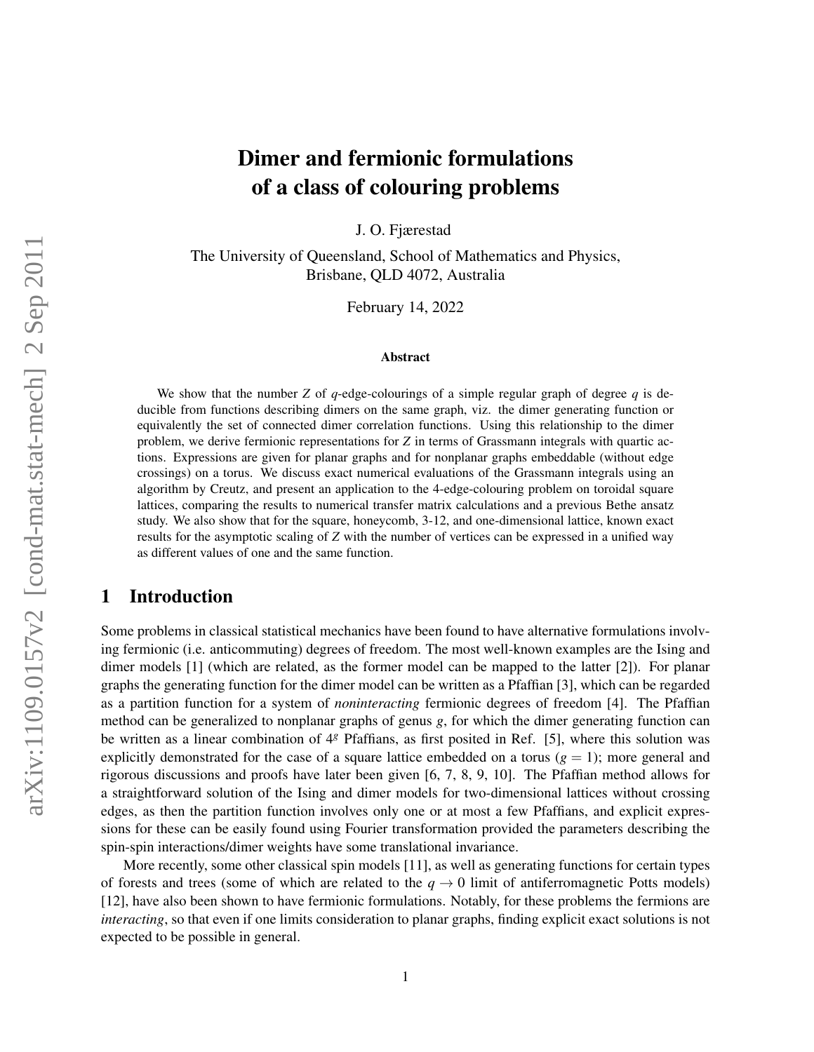# Dimer and fermionic formulations of a class of colouring problems

J. O. Fjærestad

The University of Queensland, School of Mathematics and Physics, Brisbane, QLD 4072, Australia

February 14, 2022

### Abstract

We show that the number $Z$ of $q$-edge-colourings of a simple regular graph of degree $q$ is deducible from functions describing dimers on the same graph, viz. the dimer generating function or equivalently the set of connected dimer correlation functions. Using this relationship to the dimer problem, we derive fermionic representations for $Z$ in terms of Grassmann integrals with quartic actions. Expressions are given for planar graphs and for nonplanar graphs embeddable (without edge crossings) on a torus. We discuss exact numerical evaluations of the Grassmann integrals using an algorithm by Creutz, and present an application to the 4-edge-colouring problem on toroidal square lattices, comparing the results to numerical transfer matrix calculations and a previous Bethe ansatz study. We also show that for the square, honeycomb, 3-12, and one-dimensional lattice, known exact results for the asymptotic scaling of $Z$ with the number of vertices can be expressed in a unified way as different values of one and the same function.

## 1 Introduction

Some problems in classical statistical mechanics have been found to have alternative formulations involving fermionic (i.e. anticommuting) degrees of freedom. The most well-known examples are the Ising and dimer models [1] (which are related, as the former model can be mapped to the latter [2]). For planar graphs the generating function for the dimer model can be written as a Pfaffian [3], which can be regarded as a partition function for a system of *noninteracting* fermionic degrees of freedom [4]. The Pfaffian method can be generalized to nonplanar graphs of genus $g$, for which the dimer generating function can be written as a linear combination of $4^g$ Pfaffians, as first posited in Ref. [5], where this solution was explicitly demonstrated for the case of a square lattice embedded on a torus ($g = 1$); more general and rigorous discussions and proofs have later been given [6, 7, 8, 9, 10]. The Pfaffian method allows for a straightforward solution of the Ising and dimer models for two-dimensional lattices without crossing edges, as then the partition function involves only one or at most a few Pfaffians, and explicit expressions for these can be easily found using Fourier transformation provided the parameters describing the spin-spin interactions/dimer weights have some translational invariance.

More recently, some other classical spin models [11], as well as generating functions for certain types of forests and trees (some of which are related to the $q \to 0$ limit of antiferromagnetic Potts models) [12], have also been shown to have fermionic formulations. Notably, for these problems the fermions are *interacting*, so that even if one limits consideration to planar graphs, finding explicit exact solutions is not expected to be possible in general.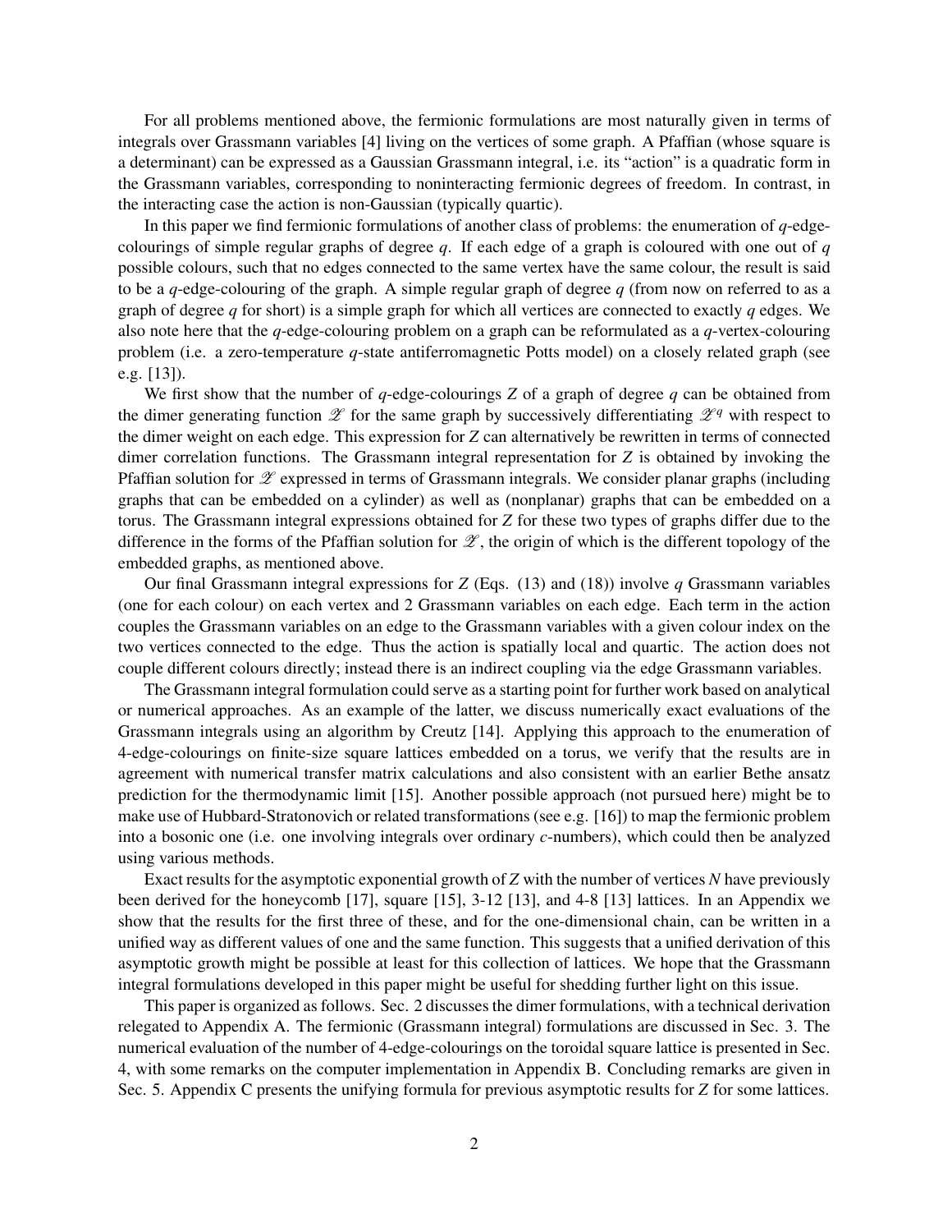For all problems mentioned above, the fermionic formulations are most naturally given in terms of integrals over Grassmann variables [4] living on the vertices of some graph. A Pfaffian (whose square is a determinant) can be expressed as a Gaussian Grassmann integral, i.e. its "action" is a quadratic form in the Grassmann variables, corresponding to noninteracting fermionic degrees of freedom. In contrast, in the interacting case the action is non-Gaussian (typically quartic).

In this paper we find fermionic formulations of another class of problems: the enumeration of $q$-edge-colourings of simple regular graphs of degree $q$. If each edge of a graph is coloured with one out of $q$ possible colours, such that no edges connected to the same vertex have the same colour, the result is said to be a $q$-edge-colouring of the graph. A simple regular graph of degree $q$ (from now on referred to as a graph of degree $q$ for short) is a simple graph for which all vertices are connected to exactly $q$ edges. We also note here that the $q$-edge-colouring problem on a graph can be reformulated as a $q$-vertex-colouring problem (i.e. a zero-temperature $q$-state antiferromagnetic Potts model) on a closely related graph (see e.g. [13]).

We first show that the number of $q$-edge-colourings $Z$ of a graph of degree $q$ can be obtained from the dimer generating function $\mathscr{Z}$ for the same graph by successively differentiating $\mathscr{Z}^q$ with respect to the dimer weight on each edge. This expression for $Z$ can alternatively be rewritten in terms of connected dimer correlation functions. The Grassmann integral representation for $Z$ is obtained by invoking the Pfaffian solution for $\mathscr{Z}$ expressed in terms of Grassmann integrals. We consider planar graphs (including graphs that can be embedded on a cylinder) as well as (nonplanar) graphs that can be embedded on a torus. The Grassmann integral expressions obtained for $Z$ for these two types of graphs differ due to the difference in the forms of the Pfaffian solution for $\mathscr{Z}$, the origin of which is the different topology of the embedded graphs, as mentioned above.

Our final Grassmann integral expressions for $Z$ (Eqs. (13) and (18)) involve $q$ Grassmann variables (one for each colour) on each vertex and 2 Grassmann variables on each edge. Each term in the action couples the Grassmann variables on an edge to the Grassmann variables with a given colour index on the two vertices connected to the edge. Thus the action is spatially local and quartic. The action does not couple different colours directly; instead there is an indirect coupling via the edge Grassmann variables.

The Grassmann integral formulation could serve as a starting point for further work based on analytical or numerical approaches. As an example of the latter, we discuss numerically exact evaluations of the Grassmann integrals using an algorithm by Creutz [14]. Applying this approach to the enumeration of 4-edge-colourings on finite-size square lattices embedded on a torus, we verify that the results are in agreement with numerical transfer matrix calculations and also consistent with an earlier Bethe ansatz prediction for the thermodynamic limit [15]. Another possible approach (not pursued here) might be to make use of Hubbard-Stratonovich or related transformations (see e.g. [16]) to map the fermionic problem into a bosonic one (i.e. one involving integrals over ordinary $c$-numbers), which could then be analyzed using various methods.

Exact results for the asymptotic exponential growth of $Z$ with the number of vertices $N$ have previously been derived for the honeycomb [17], square [15], 3-12 [13], and 4-8 [13] lattices. In an Appendix we show that the results for the first three of these, and for the one-dimensional chain, can be written in a unified way as different values of one and the same function. This suggests that a unified derivation of this asymptotic growth might be possible at least for this collection of lattices. We hope that the Grassmann integral formulations developed in this paper might be useful for shedding further light on this issue.

This paper is organized as follows. Sec. 2 discusses the dimer formulations, with a technical derivation relegated to Appendix A. The fermionic (Grassmann integral) formulations are discussed in Sec. 3. The numerical evaluation of the number of 4-edge-colourings on the toroidal square lattice is presented in Sec. 4, with some remarks on the computer implementation in Appendix B. Concluding remarks are given in Sec. 5. Appendix C presents the unifying formula for previous asymptotic results for $Z$ for some lattices.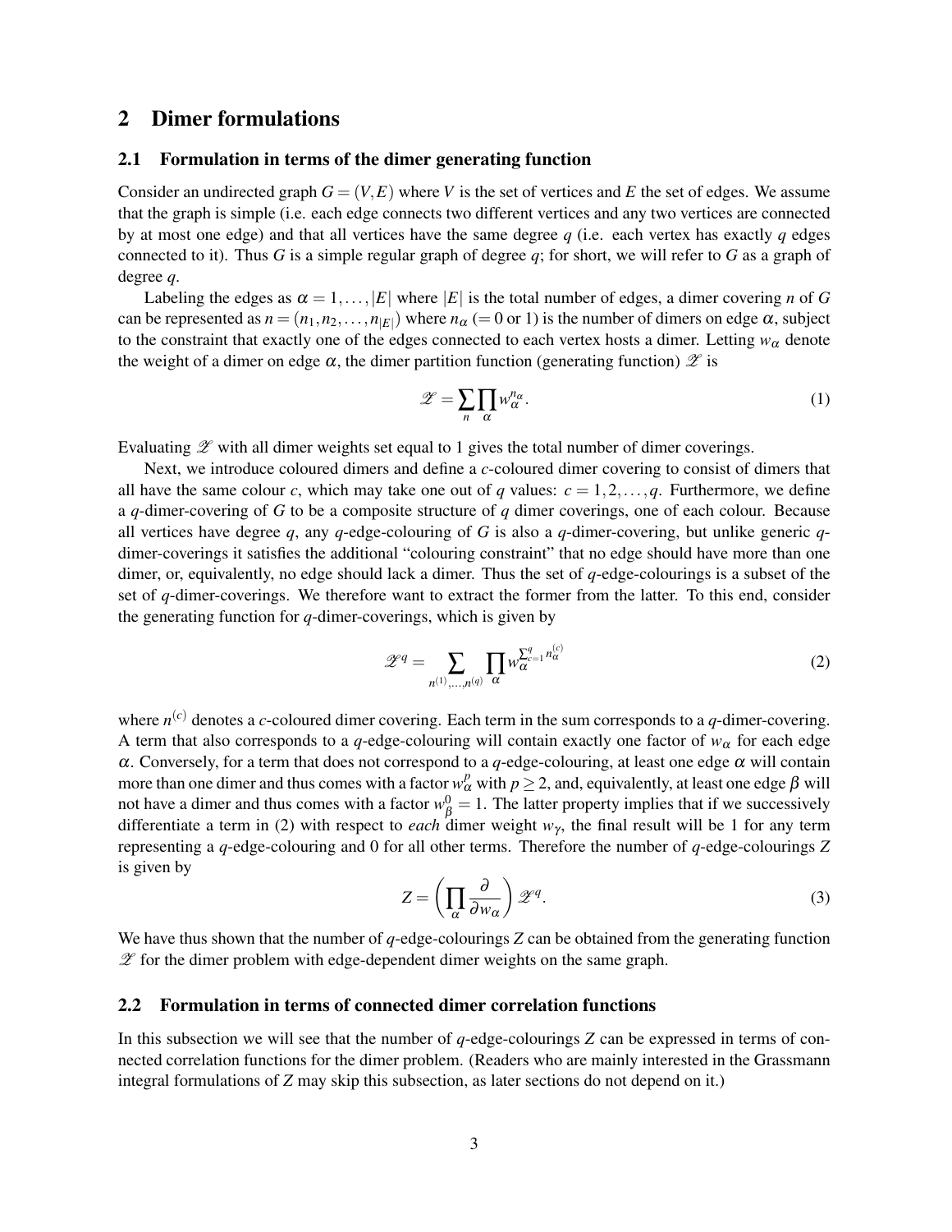## 2 Dimer formulations

### 2.1 Formulation in terms of the dimer generating function

Consider an undirected graph $G = (V, E)$ where $V$ is the set of vertices and $E$ the set of edges. We assume that the graph is simple (i.e. each edge connects two different vertices and any two vertices are connected by at most one edge) and that all vertices have the same degree $q$ (i.e. each vertex has exactly $q$ edges connected to it). Thus $G$ is a simple regular graph of degree $q$; for short, we will refer to $G$ as a graph of degree $q$.

Labeling the edges as $\alpha = 1, \dots, |E|$ where $|E|$ is the total number of edges, a dimer covering $n$ of $G$ can be represented as $n = (n_1, n_2, \dots, n_{|E|})$ where $n_\alpha$ ($= 0$ or $1$) is the number of dimers on edge $\alpha$, subject to the constraint that exactly one of the edges connected to each vertex hosts a dimer. Letting $w_\alpha$ denote the weight of a dimer on edge $\alpha$, the dimer partition function (generating function) $\mathscr{Z}$ is

$$\mathscr{Z} = \sum_n \prod_\alpha w_\alpha^{n_\alpha}. \tag{1}$$

Evaluating $\mathscr{Z}$ with all dimer weights set equal to 1 gives the total number of dimer coverings.

Next, we introduce coloured dimers and define a $c$-coloured dimer covering to consist of dimers that all have the same colour $c$, which may take one out of $q$ values: $c = 1, 2, \dots, q$. Furthermore, we define a $q$-dimer-covering of $G$ to be a composite structure of $q$ dimer coverings, one of each colour. Because all vertices have degree $q$, any $q$-edge-colouring of $G$ is also a $q$-dimer-covering, but unlike generic $q$-dimer-coverings it satisfies the additional "colouring constraint" that no edge should have more than one dimer, or, equivalently, no edge should lack a dimer. Thus the set of $q$-edge-colourings is a subset of the set of $q$-dimer-coverings. We therefore want to extract the former from the latter. To this end, consider the generating function for $q$-dimer-coverings, which is given by

$$\mathscr{Z}^q = \sum_{n^{(1)}, \dots, n^{(q)}} \prod_\alpha w_\alpha^{\sum_{c=1}^q n_\alpha^{(c)}} \tag{2}$$

where $n^{(c)}$ denotes a $c$-coloured dimer covering. Each term in the sum corresponds to a $q$-dimer-covering. A term that also corresponds to a $q$-edge-colouring will contain exactly one factor of $w_\alpha$ for each edge $\alpha$. Conversely, for a term that does not correspond to a $q$-edge-colouring, at least one edge $\alpha$ will contain more than one dimer and thus comes with a factor $w_\alpha^p$ with $p \geq 2$, and, equivalently, at least one edge $\beta$ will not have a dimer and thus comes with a factor $w_\beta^0 = 1$. The latter property implies that if we successively differentiate a term in (2) with respect to *each* dimer weight $w_\gamma$, the final result will be 1 for any term representing a $q$-edge-colouring and 0 for all other terms. Therefore the number of $q$-edge-colourings $Z$ is given by

$$Z = \left( \prod_\alpha \frac{\partial}{\partial w_\alpha} \right) \mathscr{Z}^q. \tag{3}$$

We have thus shown that the number of $q$-edge-colourings $Z$ can be obtained from the generating function $\mathscr{Z}$ for the dimer problem with edge-dependent dimer weights on the same graph.

### 2.2 Formulation in terms of connected dimer correlation functions

In this subsection we will see that the number of $q$-edge-colourings $Z$ can be expressed in terms of connected correlation functions for the dimer problem. (Readers who are mainly interested in the Grassmann integral formulations of $Z$ may skip this subsection, as later sections do not depend on it.)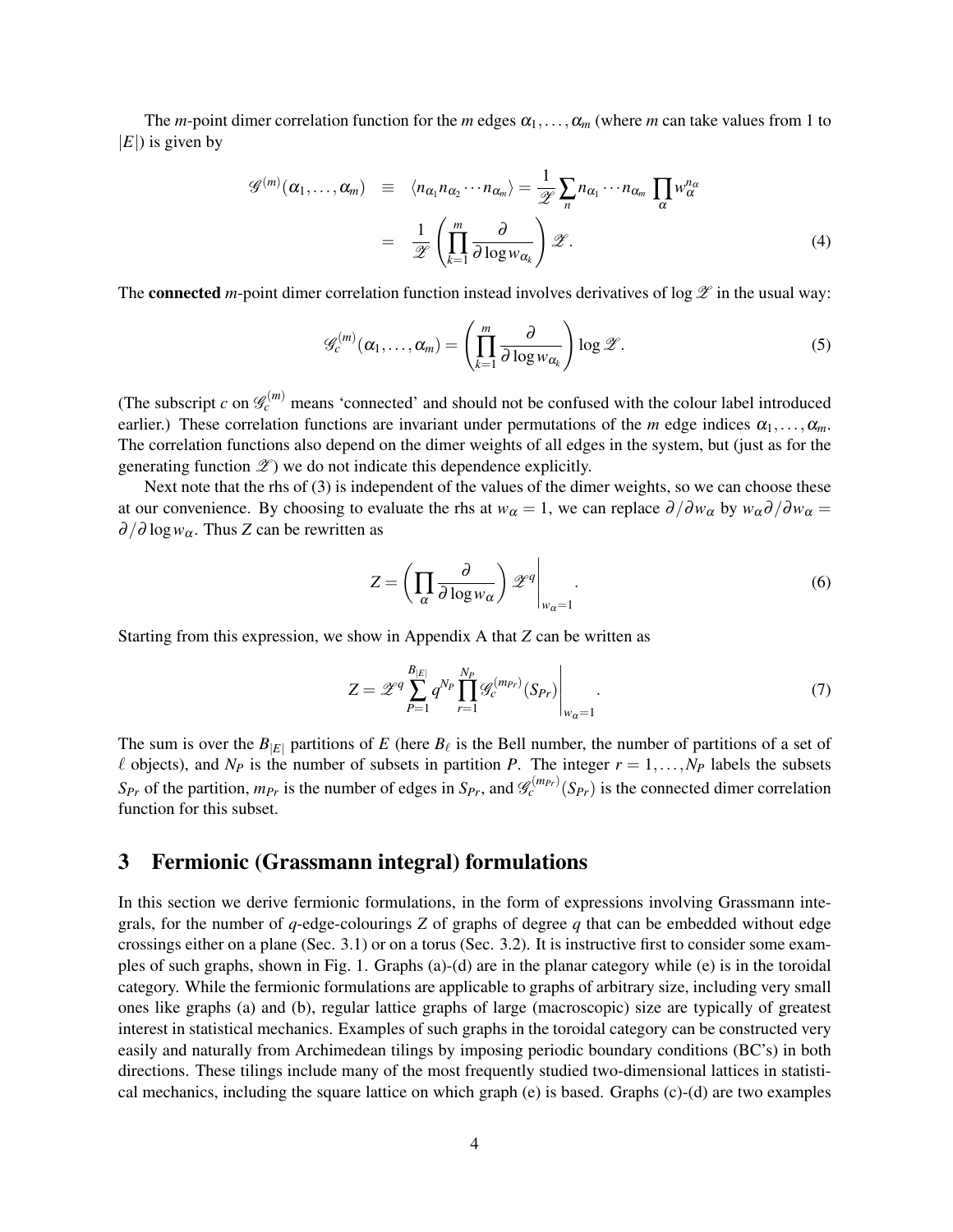The $m$-point dimer correlation function for the $m$ edges $\alpha_1, \ldots, \alpha_m$ (where $m$ can take values from 1 to $|E|$) is given by

$$
\begin{aligned}
\mathscr{G}^{(m)}(\alpha_1, \ldots, \alpha_m) &\equiv \langle n_{\alpha_1} n_{\alpha_2} \cdots n_{\alpha_m} \rangle = \frac{1}{\mathscr{Z}} \sum_n n_{\alpha_1} \cdots n_{\alpha_m} \prod_\alpha w_\alpha^{n_\alpha} \\
&= \frac{1}{\mathscr{Z}} \left( \prod_{k=1}^m \frac{\partial}{\partial \log w_{\alpha_k}} \right) \mathscr{Z}.
\end{aligned} \tag{4}
$$

The **connected** $m$-point dimer correlation function instead involves derivatives of $\log \mathscr{Z}$ in the usual way:

$$
\mathscr{G}_c^{(m)}(\alpha_1, \ldots, \alpha_m) = \left( \prod_{k=1}^m \frac{\partial}{\partial \log w_{\alpha_k}} \right) \log \mathscr{Z}. \tag{5}
$$

(The subscript $c$ on $\mathscr{G}_c^{(m)}$ means 'connected' and should not be confused with the colour label introduced earlier.) These correlation functions are invariant under permutations of the $m$ edge indices $\alpha_1, \ldots, \alpha_m$. The correlation functions also depend on the dimer weights of all edges in the system, but (just as for the generating function $\mathscr{Z}$) we do not indicate this dependence explicitly.

Next note that the rhs of (3) is independent of the values of the dimer weights, so we can choose these at our convenience. By choosing to evaluate the rhs at $w_\alpha = 1$, we can replace $\partial/\partial w_\alpha$ by $w_\alpha \partial/\partial w_\alpha = \partial/\partial \log w_\alpha$. Thus $Z$ can be rewritten as

$$
Z = \left( \prod_\alpha \frac{\partial}{\partial \log w_\alpha} \right) \mathscr{Z}^q \Bigg|_{w_\alpha = 1}. \tag{6}
$$

Starting from this expression, we show in Appendix A that $Z$ can be written as

$$
Z = \mathscr{Z}^q \sum_{P=1}^{B_{|E|}} q^{N_P} \prod_{r=1}^{N_P} \mathscr{G}_c^{(m_{Pr})}(S_{Pr}) \Bigg|_{w_\alpha = 1}. \tag{7}
$$

The sum is over the $B_{|E|}$ partitions of $E$ (here $B_\ell$ is the Bell number, the number of partitions of a set of $\ell$ objects), and $N_P$ is the number of subsets in partition $P$. The integer $r = 1, \ldots, N_P$ labels the subsets $S_{Pr}$ of the partition, $m_{Pr}$ is the number of edges in $S_{Pr}$, and $\mathscr{G}_c^{(m_{Pr})}(S_{Pr})$ is the connected dimer correlation function for this subset.

## 3 Fermionic (Grassmann integral) formulations

In this section we derive fermionic formulations, in the form of expressions involving Grassmann integrals, for the number of $q$-edge-colourings $Z$ of graphs of degree $q$ that can be embedded without edge crossings either on a plane (Sec. 3.1) or on a torus (Sec. 3.2). It is instructive first to consider some examples of such graphs, shown in Fig. 1. Graphs (a)-(d) are in the planar category while (e) is in the toroidal category. While the fermionic formulations are applicable to graphs of arbitrary size, including very small ones like graphs (a) and (b), regular lattice graphs of large (macroscopic) size are typically of greatest interest in statistical mechanics. Examples of such graphs in the toroidal category can be constructed very easily and naturally from Archimedean tilings by imposing periodic boundary conditions (BC's) in both directions. These tilings include many of the most frequently studied two-dimensional lattices in statistical mechanics, including the square lattice on which graph (e) is based. Graphs (c)-(d) are two examples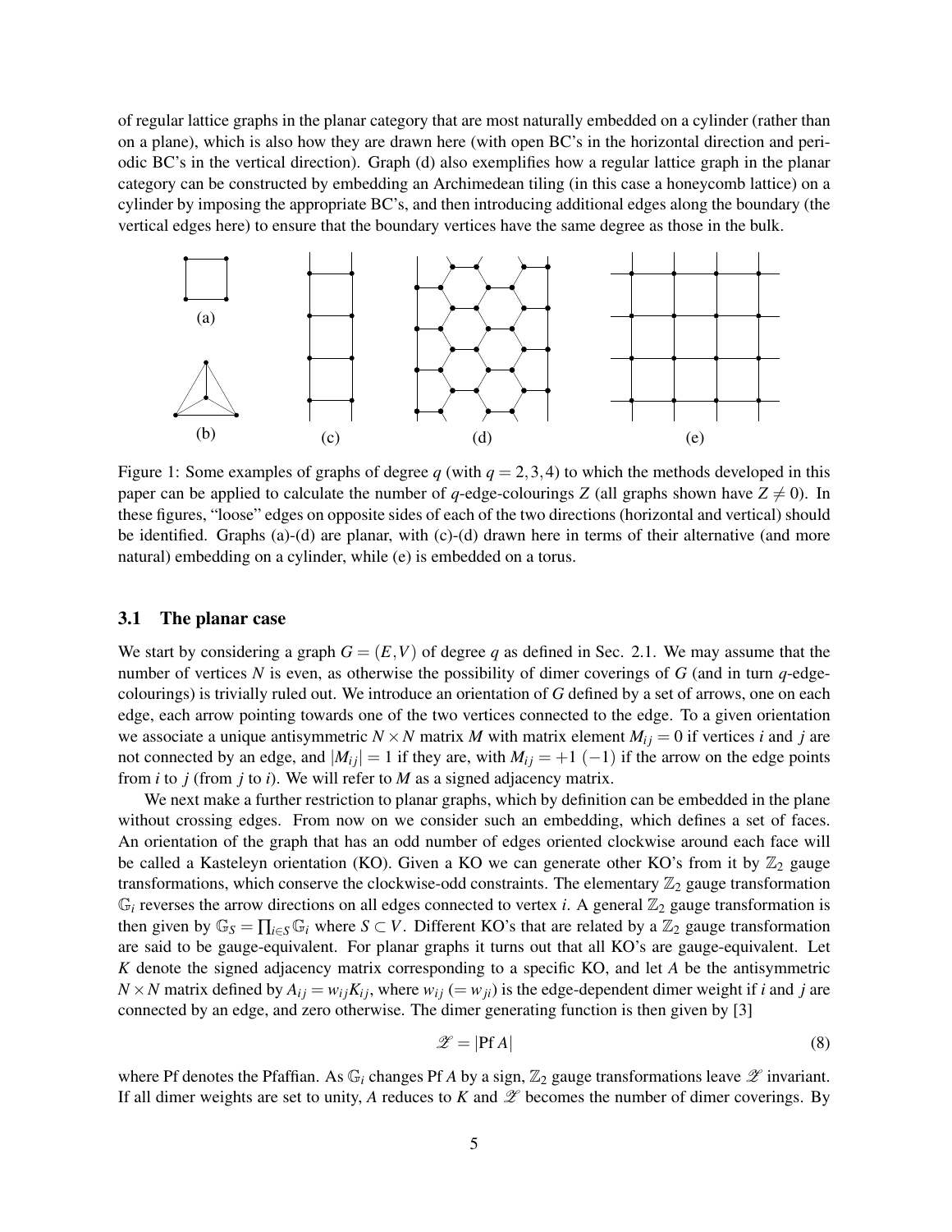of regular lattice graphs in the planar category that are most naturally embedded on a cylinder (rather than on a plane), which is also how they are drawn here (with open BC's in the horizontal direction and periodic BC's in the vertical direction). Graph (d) also exemplifies how a regular lattice graph in the planar category can be constructed by embedding an Archimedean tiling (in this case a honeycomb lattice) on a cylinder by imposing the appropriate BC's, and then introducing additional edges along the boundary (the vertical edges here) to ensure that the boundary vertices have the same degree as those in the bulk.

Figure 1: Some examples of graphs of degree $q$ (with $q = 2,3,4$) to which the methods developed in this paper can be applied to calculate the number of $q$-edge-colourings $Z$ (all graphs shown have $Z \neq 0$). In these figures, "loose" edges on opposite sides of each of the two directions (horizontal and vertical) should be identified. Graphs (a)-(d) are planar, with (c)-(d) drawn here in terms of their alternative (and more natural) embedding on a cylinder, while (e) is embedded on a torus.

### 3.1 The planar case

We start by considering a graph $G = (E,V)$ of degree $q$ as defined in Sec. 2.1. We may assume that the number of vertices $N$ is even, as otherwise the possibility of dimer coverings of $G$ (and in turn $q$-edge-colourings) is trivially ruled out. We introduce an orientation of $G$ defined by a set of arrows, one on each edge, each arrow pointing towards one of the two vertices connected to the edge. To a given orientation we associate a unique antisymmetric $N \times N$ matrix $M$ with matrix element $M_{ij} = 0$ if vertices $i$ and $j$ are not connected by an edge, and $|M_{ij}| = 1$ if they are, with $M_{ij} = +1$ $(-1)$ if the arrow on the edge points from $i$ to $j$ (from $j$ to $i$). We will refer to $M$ as a signed adjacency matrix.

We next make a further restriction to planar graphs, which by definition can be embedded in the plane without crossing edges. From now on we consider such an embedding, which defines a set of faces. An orientation of the graph that has an odd number of edges oriented clockwise around each face will be called a Kasteleyn orientation (KO). Given a KO we can generate other KO's from it by $\mathbb{Z}_2$ gauge transformations, which conserve the clockwise-odd constraints. The elementary $\mathbb{Z}_2$ gauge transformation $\mathbb{G}_i$ reverses the arrow directions on all edges connected to vertex $i$. A general $\mathbb{Z}_2$ gauge transformation is then given by $\mathbb{G}_S = \prod_{i \in S} \mathbb{G}_i$ where $S \subset V$. Different KO's that are related by a $\mathbb{Z}_2$ gauge transformation are said to be gauge-equivalent. For planar graphs it turns out that all KO's are gauge-equivalent. Let $K$ denote the signed adjacency matrix corresponding to a specific KO, and let $A$ be the antisymmetric $N \times N$ matrix defined by $A_{ij} = w_{ij} K_{ij}$, where $w_{ij}$ $(= w_{ji})$ is the edge-dependent dimer weight if $i$ and $j$ are connected by an edge, and zero otherwise. The dimer generating function is then given by [3]

$$\mathscr{Z} = |\mathrm{Pf}\, A| \tag{8}$$

where Pf denotes the Pfaffian. As $\mathbb{G}_i$ changes Pf $A$ by a sign, $\mathbb{Z}_2$ gauge transformations leave $\mathscr{Z}$ invariant. If all dimer weights are set to unity, $A$ reduces to $K$ and $\mathscr{Z}$ becomes the number of dimer coverings. By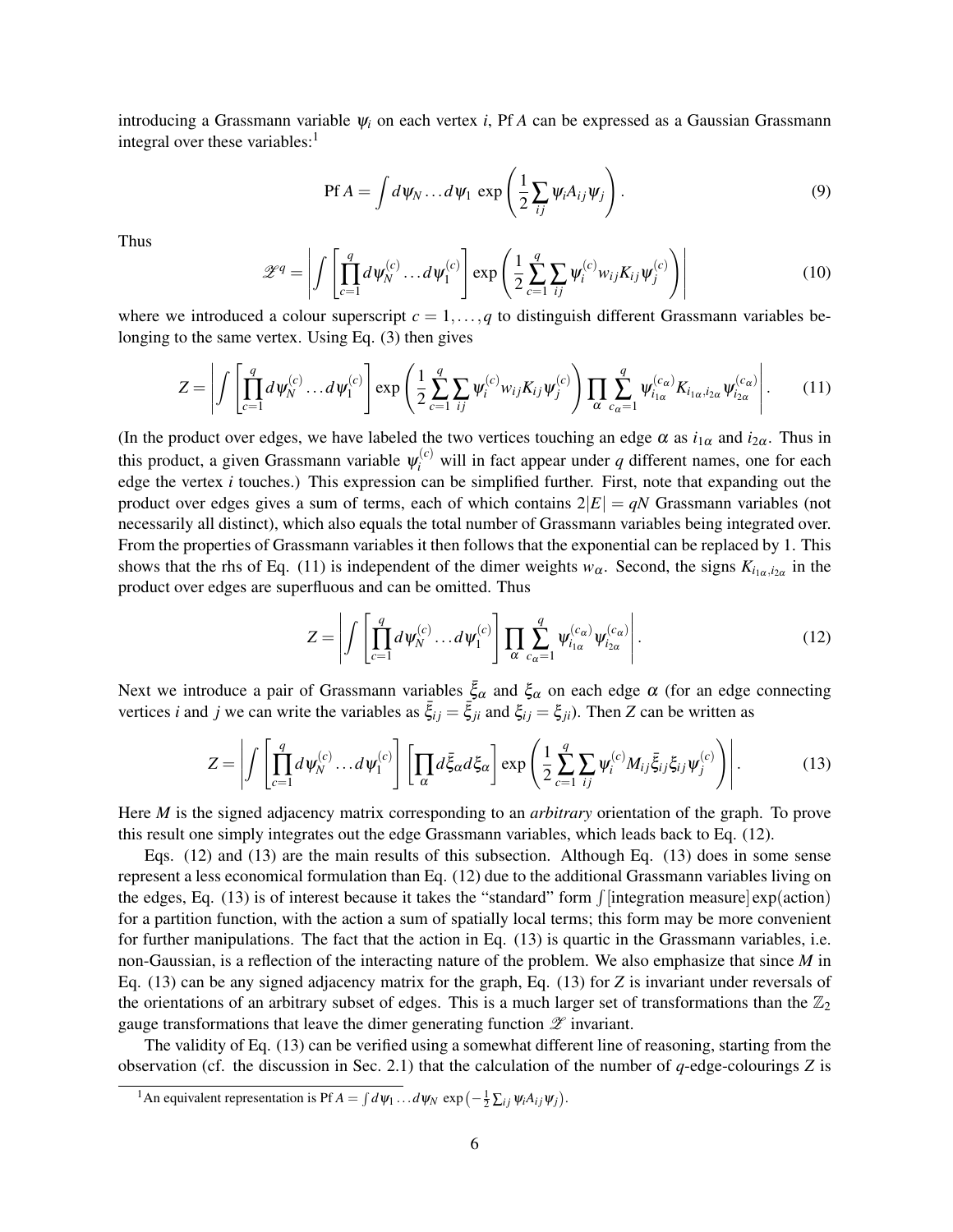introducing a Grassmann variable $\psi_i$ on each vertex $i$, Pf $A$ can be expressed as a Gaussian Grassmann integral over these variables:[1]

$$\operatorname{Pf} A = \int d\psi_N \dots d\psi_1 \, \exp\left(\frac{1}{2}\sum_{ij} \psi_i A_{ij} \psi_j\right). \tag{9}$$

Thus

$$\mathscr{Z}^q = \left| \int \left[\prod_{c=1}^{q} d\psi_N^{(c)} \dots d\psi_1^{(c)}\right] \exp\left(\frac{1}{2}\sum_{c=1}^{q}\sum_{ij} \psi_i^{(c)} w_{ij} K_{ij} \psi_j^{(c)}\right) \right| \tag{10}$$

where we introduced a colour superscript $c = 1, \dots, q$ to distinguish different Grassmann variables belonging to the same vertex. Using Eq. (3) then gives

$$Z = \left| \int \left[\prod_{c=1}^{q} d\psi_N^{(c)} \dots d\psi_1^{(c)}\right] \exp\left(\frac{1}{2}\sum_{c=1}^{q}\sum_{ij} \psi_i^{(c)} w_{ij} K_{ij} \psi_j^{(c)}\right) \prod_{\alpha} \sum_{c_\alpha=1}^{q} \psi_{i_{1\alpha}}^{(c_\alpha)} K_{i_{1\alpha}, i_{2\alpha}} \psi_{i_{2\alpha}}^{(c_\alpha)} \right|. \tag{11}$$

(In the product over edges, we have labeled the two vertices touching an edge $\alpha$ as $i_{1\alpha}$ and $i_{2\alpha}$. Thus in this product, a given Grassmann variable $\psi_i^{(c)}$ will in fact appear under $q$ different names, one for each edge the vertex $i$ touches.) This expression can be simplified further. First, note that expanding out the product over edges gives a sum of terms, each of which contains $2|E| = qN$ Grassmann variables (not necessarily all distinct), which also equals the total number of Grassmann variables being integrated over. From the properties of Grassmann variables it then follows that the exponential can be replaced by 1. This shows that the rhs of Eq. (11) is independent of the dimer weights $w_\alpha$. Second, the signs $K_{i_{1\alpha}, i_{2\alpha}}$ in the product over edges are superfluous and can be omitted. Thus

$$Z = \left| \int \left[\prod_{c=1}^{q} d\psi_N^{(c)} \dots d\psi_1^{(c)}\right] \prod_{\alpha} \sum_{c_\alpha=1}^{q} \psi_{i_{1\alpha}}^{(c_\alpha)} \psi_{i_{2\alpha}}^{(c_\alpha)} \right|. \tag{12}$$

Next we introduce a pair of Grassmann variables $\bar{\xi}_\alpha$ and $\xi_\alpha$ on each edge $\alpha$ (for an edge connecting vertices $i$ and $j$ we can write the variables as $\bar{\xi}_{ij} = \bar{\xi}_{ji}$ and $\xi_{ij} = \xi_{ji}$). Then $Z$ can be written as

$$Z = \left| \int \left[\prod_{c=1}^{q} d\psi_N^{(c)} \dots d\psi_1^{(c)}\right] \left[\prod_{\alpha} d\bar{\xi}_\alpha d\xi_\alpha\right] \exp\left(\frac{1}{2}\sum_{c=1}^{q}\sum_{ij} \psi_i^{(c)} M_{ij} \bar{\xi}_{ij} \xi_{ij} \psi_j^{(c)}\right) \right|. \tag{13}$$

Here $M$ is the signed adjacency matrix corresponding to an *arbitrary* orientation of the graph. To prove this result one simply integrates out the edge Grassmann variables, which leads back to Eq. (12).

Eqs. (12) and (13) are the main results of this subsection. Although Eq. (13) does in some sense represent a less economical formulation than Eq. (12) due to the additional Grassmann variables living on the edges, Eq. (13) is of interest because it takes the "standard" form $\int$[integration measure] exp(action) for a partition function, with the action a sum of spatially local terms; this form may be more convenient for further manipulations. The fact that the action in Eq. (13) is quartic in the Grassmann variables, i.e. non-Gaussian, is a reflection of the interacting nature of the problem. We also emphasize that since $M$ in Eq. (13) can be any signed adjacency matrix for the graph, Eq. (13) for $Z$ is invariant under reversals of the orientations of an arbitrary subset of edges. This is a much larger set of transformations than the $\mathbb{Z}_2$ gauge transformations that leave the dimer generating function $\mathscr{Z}$ invariant.

The validity of Eq. (13) can be verified using a somewhat different line of reasoning, starting from the observation (cf. the discussion in Sec. 2.1) that the calculation of the number of $q$-edge-colourings $Z$ is

[1] An equivalent representation is $\operatorname{Pf} A = \int d\psi_1 \dots d\psi_N \, \exp\left(-\frac{1}{2}\sum_{ij} \psi_i A_{ij} \psi_j\right)$.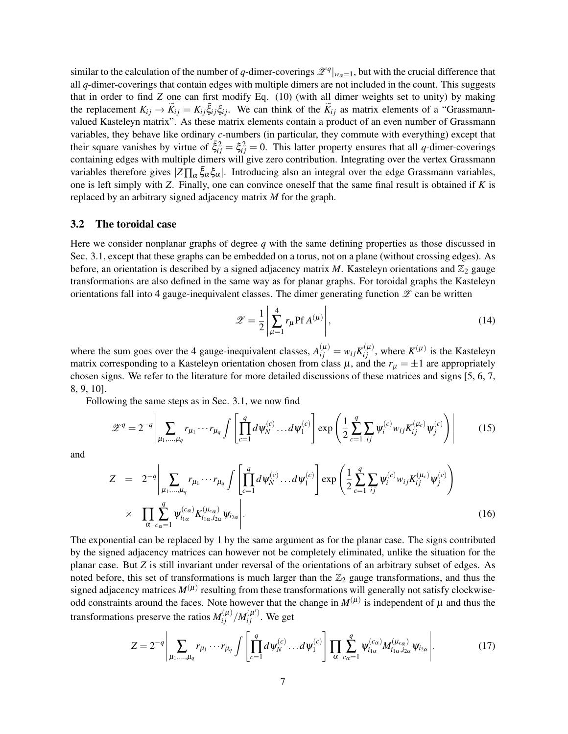similar to the calculation of the number of $q$-dimer-coverings $\mathscr{Z}^q|_{w_\alpha=1}$, but with the crucial difference that all $q$-dimer-coverings that contain edges with multiple dimers are not included in the count. This suggests that in order to find $Z$ one can first modify Eq. (10) (with all dimer weights set to unity) by making the replacement $K_{ij} \to \widetilde{K}_{ij} = K_{ij}\bar{\xi}_{ij}\xi_{ij}$. We can think of the $\widetilde{K}_{ij}$ as matrix elements of a "Grassmann-valued Kasteleyn matrix". As these matrix elements contain a product of an even number of Grassmann variables, they behave like ordinary $c$-numbers (in particular, they commute with everything) except that their square vanishes by virtue of $\bar{\xi}_{ij}^2 = \xi_{ij}^2 = 0$. This latter property ensures that all $q$-dimer-coverings containing edges with multiple dimers will give zero contribution. Integrating over the vertex Grassmann variables therefore gives $|Z\prod_\alpha \bar{\xi}_\alpha \xi_\alpha|$. Introducing also an integral over the edge Grassmann variables, one is left simply with $Z$. Finally, one can convince oneself that the same final result is obtained if $K$ is replaced by an arbitrary signed adjacency matrix $M$ for the graph.

### 3.2 The toroidal case

Here we consider nonplanar graphs of degree $q$ with the same defining properties as those discussed in Sec. 3.1, except that these graphs can be embedded on a torus, not on a plane (without crossing edges). As before, an orientation is described by a signed adjacency matrix $M$. Kasteleyn orientations and $\mathbb{Z}_2$ gauge transformations are also defined in the same way as for planar graphs. For toroidal graphs the Kasteleyn orientations fall into 4 gauge-inequivalent classes. The dimer generating function $\mathscr{Z}$ can be written

$$\mathscr{Z} = \frac{1}{2}\left|\sum_{\mu=1}^{4} r_\mu \mathrm{Pf}\, A^{(\mu)}\right|, \tag{14}$$

where the sum goes over the 4 gauge-inequivalent classes, $A_{ij}^{(\mu)} = w_{ij}K_{ij}^{(\mu)}$, where $K^{(\mu)}$ is the Kasteleyn matrix corresponding to a Kasteleyn orientation chosen from class $\mu$, and the $r_\mu = \pm 1$ are appropriately chosen signs. We refer to the literature for more detailed discussions of these matrices and signs [5, 6, 7, 8, 9, 10].

Following the same steps as in Sec. 3.1, we now find

$$\mathscr{Z}^q = 2^{-q}\left|\sum_{\mu_1,\ldots,\mu_q} r_{\mu_1}\cdots r_{\mu_q}\int\left[\prod_{c=1}^{q} d\psi_N^{(c)}\ldots d\psi_1^{(c)}\right]\exp\left(\frac{1}{2}\sum_{c=1}^{q}\sum_{ij}\psi_i^{(c)}w_{ij}K_{ij}^{(\mu_c)}\psi_j^{(c)}\right)\right| \tag{15}$$

and

$$\begin{aligned} Z &= 2^{-q}\left|\sum_{\mu_1,\ldots,\mu_q} r_{\mu_1}\cdots r_{\mu_q}\int\left[\prod_{c=1}^{q} d\psi_N^{(c)}\ldots d\psi_1^{(c)}\right]\exp\left(\frac{1}{2}\sum_{c=1}^{q}\sum_{ij}\psi_i^{(c)}w_{ij}K_{ij}^{(\mu_c)}\psi_j^{(c)}\right)\right. \\ &\quad\times \left.\prod_\alpha\sum_{c_\alpha=1}^{q}\psi_{i_{1\alpha}}^{(c_\alpha)}K_{i_{1\alpha},i_{2\alpha}}^{(\mu_{c_\alpha})}\psi_{i_{2\alpha}}\right|. \end{aligned} \tag{16}$$

The exponential can be replaced by 1 by the same argument as for the planar case. The signs contributed by the signed adjacency matrices can however not be completely eliminated, unlike the situation for the planar case. But $Z$ is still invariant under reversal of the orientations of an arbitrary subset of edges. As noted before, this set of transformations is much larger than the $\mathbb{Z}_2$ gauge transformations, and thus the signed adjacency matrices $M^{(\mu)}$ resulting from these transformations will generally not satisfy clockwise-odd constraints around the faces. Note however that the change in $M^{(\mu)}$ is independent of $\mu$ and thus the transformations preserve the ratios $M_{ij}^{(\mu)}/M_{ij}^{(\mu')}$. We get

$$Z = 2^{-q}\left|\sum_{\mu_1,\ldots,\mu_q} r_{\mu_1}\cdots r_{\mu_q}\int\left[\prod_{c=1}^{q} d\psi_N^{(c)}\ldots d\psi_1^{(c)}\right]\prod_\alpha\sum_{c_\alpha=1}^{q}\psi_{i_{1\alpha}}^{(c_\alpha)}M_{i_{1\alpha},i_{2\alpha}}^{(\mu_{c_\alpha})}\psi_{i_{2\alpha}}\right|. \tag{17}$$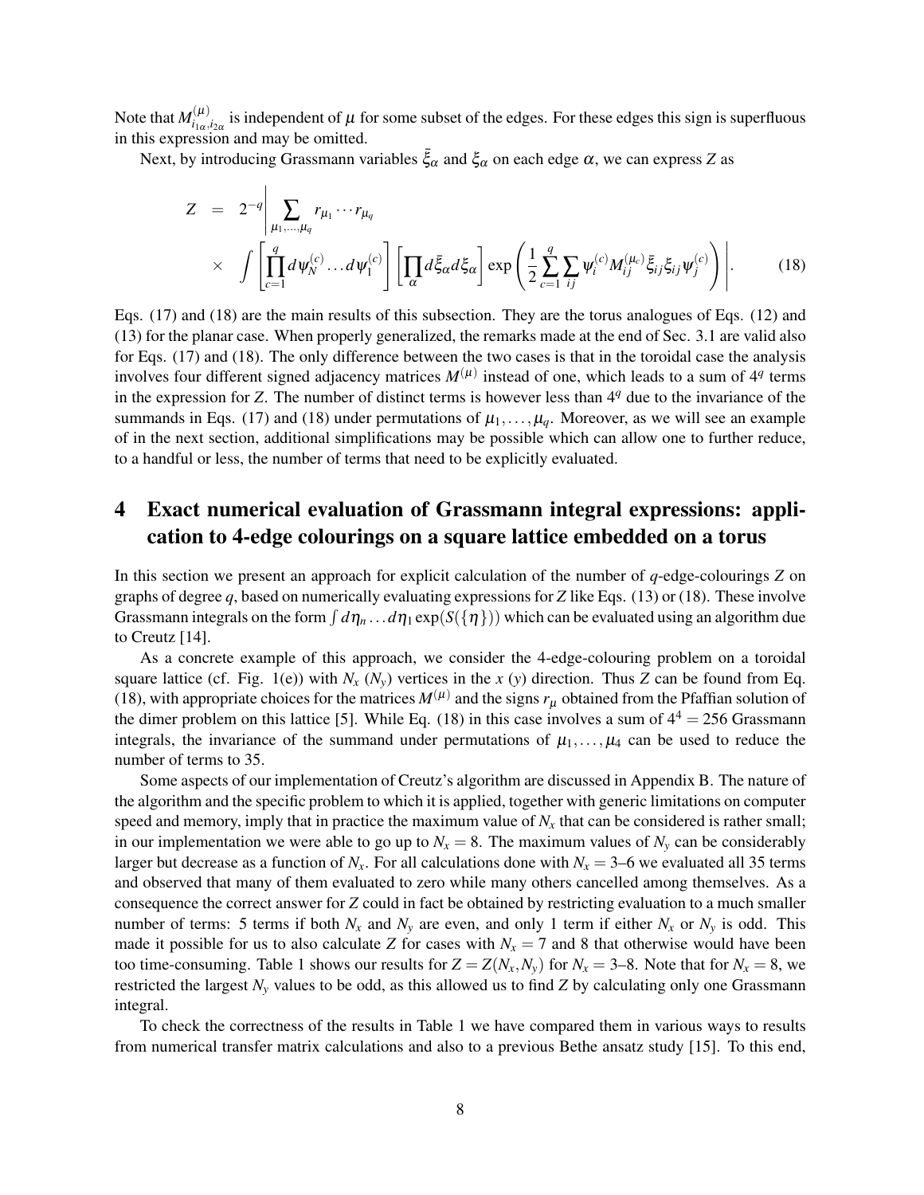Note that $M^{(\mu)}_{i_{1\alpha},i_{2\alpha}}$ is independent of $\mu$ for some subset of the edges. For these edges this sign is superfluous in this expression and may be omitted.

Next, by introducing Grassmann variables $\bar{\xi}_\alpha$ and $\xi_\alpha$ on each edge $\alpha$, we can express $Z$ as

$$
\begin{aligned}
Z &= 2^{-q}\Bigg| \sum_{\mu_1,\ldots,\mu_q} r_{\mu_1}\cdots r_{\mu_q} \\
&\quad\times \int \left[\prod_{c=1}^{q} d\psi_N^{(c)}\ldots d\psi_1^{(c)}\right]\left[\prod_\alpha d\bar{\xi}_\alpha d\xi_\alpha\right]\exp\left(\frac{1}{2}\sum_{c=1}^{q}\sum_{ij}\psi_i^{(c)}M_{ij}^{(\mu_c)}\bar{\xi}_{ij}\xi_{ij}\psi_j^{(c)}\right)\Bigg|. \qquad (18)
\end{aligned}
$$

Eqs. (17) and (18) are the main results of this subsection. They are the torus analogues of Eqs. (12) and (13) for the planar case. When properly generalized, the remarks made at the end of Sec. 3.1 are valid also for Eqs. (17) and (18). The only difference between the two cases is that in the toroidal case the analysis involves four different signed adjacency matrices $M^{(\mu)}$ instead of one, which leads to a sum of $4^q$ terms in the expression for $Z$. The number of distinct terms is however less than $4^q$ due to the invariance of the summands in Eqs. (17) and (18) under permutations of $\mu_1,\ldots,\mu_q$. Moreover, as we will see an example of in the next section, additional simplifications may be possible which can allow one to further reduce, to a handful or less, the number of terms that need to be explicitly evaluated.

# 4 Exact numerical evaluation of Grassmann integral expressions: application to 4-edge colourings on a square lattice embedded on a torus

In this section we present an approach for explicit calculation of the number of $q$-edge-colourings $Z$ on graphs of degree $q$, based on numerically evaluating expressions for $Z$ like Eqs. (13) or (18). These involve Grassmann integrals on the form $\int d\eta_n\ldots d\eta_1\exp(S(\{\eta\}))$ which can be evaluated using an algorithm due to Creutz [14].

As a concrete example of this approach, we consider the 4-edge-colouring problem on a toroidal square lattice (cf. Fig. 1(e)) with $N_x$ ($N_y$) vertices in the $x$ ($y$) direction. Thus $Z$ can be found from Eq. (18), with appropriate choices for the matrices $M^{(\mu)}$ and the signs $r_\mu$ obtained from the Pfaffian solution of the dimer problem on this lattice [5]. While Eq. (18) in this case involves a sum of $4^4 = 256$ Grassmann integrals, the invariance of the summand under permutations of $\mu_1,\ldots,\mu_4$ can be used to reduce the number of terms to 35.

Some aspects of our implementation of Creutz's algorithm are discussed in Appendix B. The nature of the algorithm and the specific problem to which it is applied, together with generic limitations on computer speed and memory, imply that in practice the maximum value of $N_x$ that can be considered is rather small; in our implementation we were able to go up to $N_x = 8$. The maximum values of $N_y$ can be considerably larger but decrease as a function of $N_x$. For all calculations done with $N_x = 3$–$6$ we evaluated all 35 terms and observed that many of them evaluated to zero while many others cancelled among themselves. As a consequence the correct answer for $Z$ could in fact be obtained by restricting evaluation to a much smaller number of terms: 5 terms if both $N_x$ and $N_y$ are even, and only 1 term if either $N_x$ or $N_y$ is odd. This made it possible for us to also calculate $Z$ for cases with $N_x = 7$ and 8 that otherwise would have been too time-consuming. Table 1 shows our results for $Z = Z(N_x,N_y)$ for $N_x = 3$–$8$. Note that for $N_x = 8$, we restricted the largest $N_y$ values to be odd, as this allowed us to find $Z$ by calculating only one Grassmann integral.

To check the correctness of the results in Table 1 we have compared them in various ways to results from numerical transfer matrix calculations and also to a previous Bethe ansatz study [15]. To this end,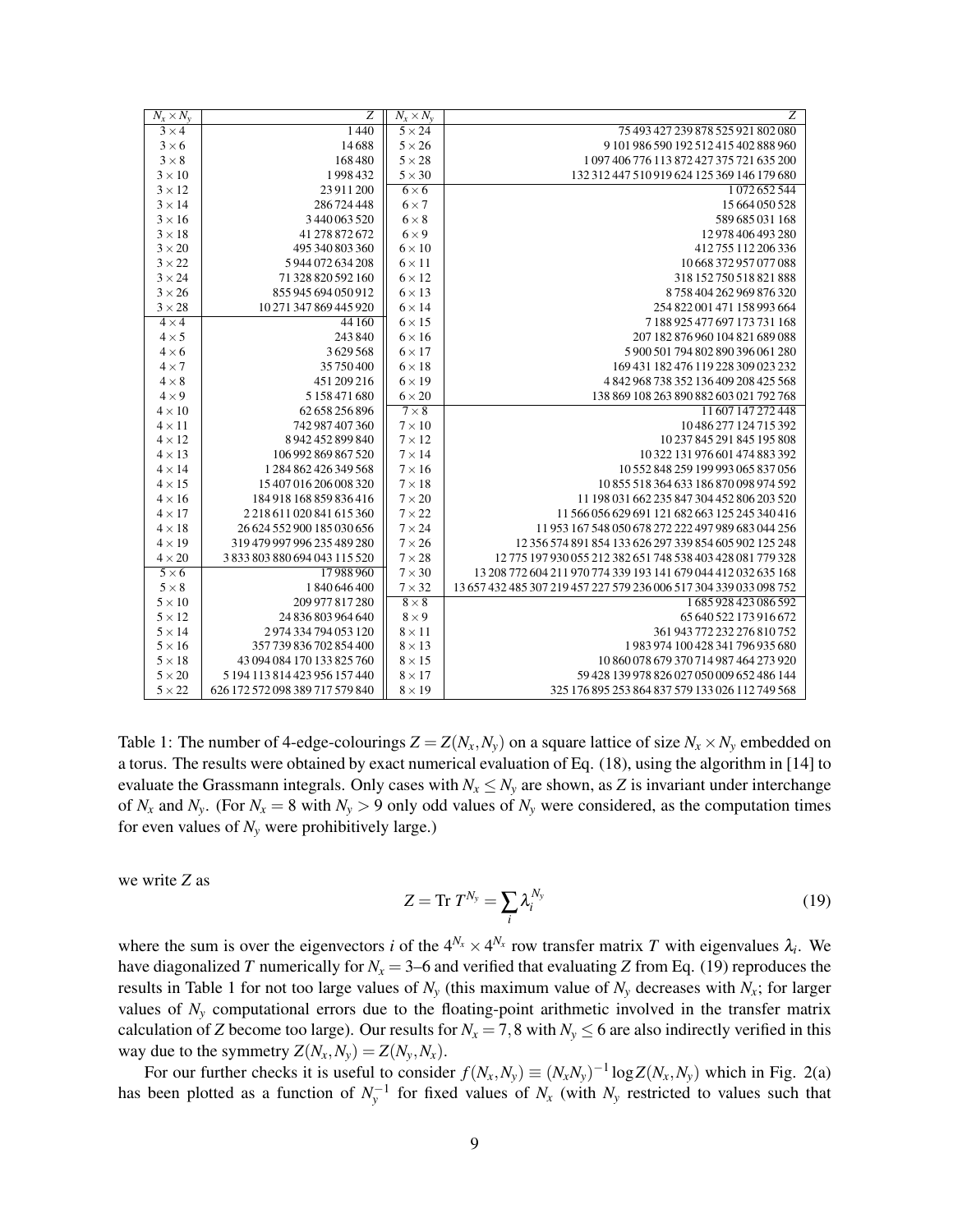| $N_x \times N_y$ | $Z$ | $N_x \times N_y$ | $Z$ |
|---|---|---|---|
| $3\times4$ | 1440 | $5\times24$ | 75493427239878525921802080 |
| $3\times6$ | 14688 | $5\times26$ | 9101986590192512415402888960 |
| $3\times8$ | 168480 | $5\times28$ | 1097406776113872427375721635200 |
| $3\times10$ | 1998432 | $5\times30$ | 132312447510919624125369146179680 |
| $3\times12$ | 23911200 | $6\times6$ | 1072652544 |
| $3\times14$ | 286724448 | $6\times7$ | 15664050528 |
| $3\times16$ | 3440063520 | $6\times8$ | 589685031168 |
| $3\times18$ | 41278872672 | $6\times9$ | 12978406493280 |
| $3\times20$ | 495340803360 | $6\times10$ | 412755112206336 |
| $3\times22$ | 5944072634208 | $6\times11$ | 10668372957077088 |
| $3\times24$ | 71328820592160 | $6\times12$ | 318152750518821888 |
| $3\times26$ | 855945694050912 | $6\times13$ | 8758404262969876320 |
| $3\times28$ | 10271347869445920 | $6\times14$ | 254822001471158993664 |
| $4\times4$ | 44160 | $6\times15$ | 7188925477697173731168 |
| $4\times5$ | 243840 | $6\times16$ | 207182876960104821689088 |
| $4\times6$ | 3629568 | $6\times17$ | 5900501794802890396061280 |
| $4\times7$ | 35750400 | $6\times18$ | 169431182476119228309023232 |
| $4\times8$ | 451209216 | $6\times19$ | 4842968738352136409208425568 |
| $4\times9$ | 5158471680 | $6\times20$ | 138869108263890882603021792768 |
| $4\times10$ | 62658256896 | $7\times8$ | 11607147272448 |
| $4\times11$ | 742987407360 | $7\times10$ | 10486277124715392 |
| $4\times12$ | 8942452899840 | $7\times12$ | 10237845291845195808 |
| $4\times13$ | 106992869867520 | $7\times14$ | 10322131976601474883392 |
| $4\times14$ | 1284862426349568 | $7\times16$ | 10552848259199993065837056 |
| $4\times15$ | 15407016206008320 | $7\times18$ | 10855518364633186870098974592 |
| $4\times16$ | 184918168859836416 | $7\times20$ | 11198031662235847304452806203520 |
| $4\times17$ | 2218611020841615360 | $7\times22$ | 11566056629691121682663125245340416 |
| $4\times18$ | 26624552900185030656 | $7\times24$ | 11953167548050678272222497989683044256 |
| $4\times19$ | 319479997996235489280 | $7\times26$ | 12356574891854133626297339854605902125248 |
| $4\times20$ | 3833803880694043115520 | $7\times28$ | 12775197930055212382651748538403428081779328 |
| $5\times6$ | 17988960 | $7\times30$ | 13208772604211970774339193141679044412032635168 |
| $5\times8$ | 1840646400 | $7\times32$ | 13657432485307219457227579236006517304339033098752 |
| $5\times10$ | 209977817280 | $8\times8$ | 1685928423086592 |
| $5\times12$ | 24836803964640 | $8\times9$ | 65640522173916672 |
| $5\times14$ | 2974334794053120 | $8\times11$ | 361943772232276810752 |
| $5\times16$ | 357739836702854400 | $8\times13$ | 1983974100428341796935680 |
| $5\times18$ | 43094084170133825760 | $8\times15$ | 10860078679370714987464273920 |
| $5\times20$ | 5194113814423956157440 | $8\times17$ | 59428139978826027050009652486144 |
| $5\times22$ | 626172572098389717579840 | $8\times19$ | 325176895253864837579133026112749568 |

Table 1: The number of 4-edge-colourings $Z = Z(N_x, N_y)$ on a square lattice of size $N_x \times N_y$ embedded on a torus. The results were obtained by exact numerical evaluation of Eq. (18), using the algorithm in [14] to evaluate the Grassmann integrals. Only cases with $N_x \leq N_y$ are shown, as $Z$ is invariant under interchange of $N_x$ and $N_y$. (For $N_x = 8$ with $N_y > 9$ only odd values of $N_y$ were considered, as the computation times for even values of $N_y$ were prohibitively large.)

we write $Z$ as

$$Z = \text{Tr}\, T^{N_y} = \sum_i \lambda_i^{N_y} \tag{19}$$

where the sum is over the eigenvectors $i$ of the $4^{N_x} \times 4^{N_x}$ row transfer matrix $T$ with eigenvalues $\lambda_i$. We have diagonalized $T$ numerically for $N_x = 3$–6 and verified that evaluating $Z$ from Eq. (19) reproduces the results in Table 1 for not too large values of $N_y$ (this maximum value of $N_y$ decreases with $N_x$; for larger values of $N_y$ computational errors due to the floating-point arithmetic involved in the transfer matrix calculation of $Z$ become too large). Our results for $N_x = 7, 8$ with $N_y \leq 6$ are also indirectly verified in this way due to the symmetry $Z(N_x, N_y) = Z(N_y, N_x)$.

For our further checks it is useful to consider $f(N_x, N_y) \equiv (N_x N_y)^{-1} \log Z(N_x, N_y)$ which in Fig. 2(a) has been plotted as a function of $N_y^{-1}$ for fixed values of $N_x$ (with $N_y$ restricted to values such that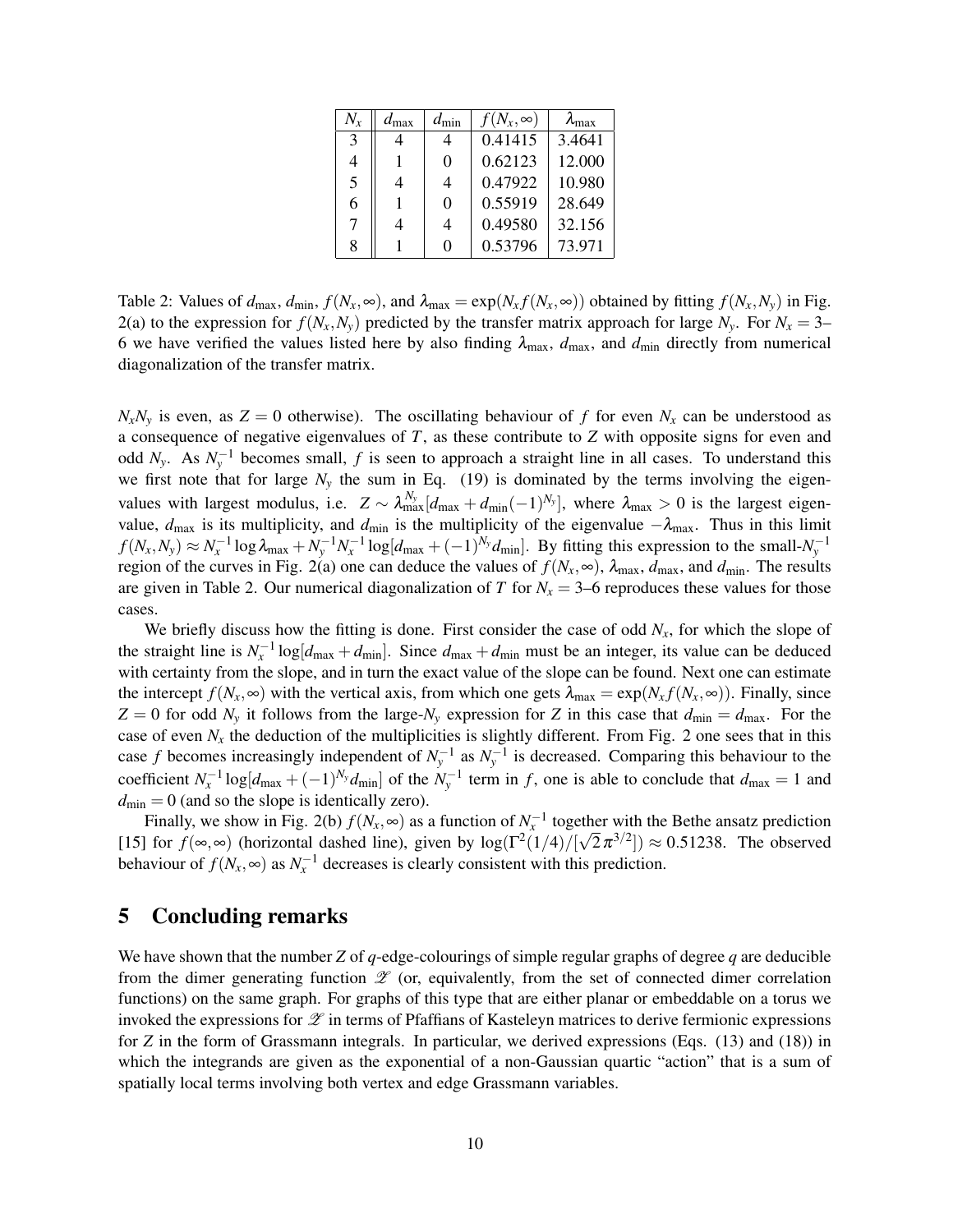| $N_x$ | $d_{\max}$ | $d_{\min}$ | $f(N_x,\infty)$ | $\lambda_{\max}$ |
| --- | --- | --- | --- | --- |
| 3 | 4 | 4 | 0.41415 | 3.4641 |
| 4 | 1 | 0 | 0.62123 | 12.000 |
| 5 | 4 | 4 | 0.47922 | 10.980 |
| 6 | 1 | 0 | 0.55919 | 28.649 |
| 7 | 4 | 4 | 0.49580 | 32.156 |
| 8 | 1 | 0 | 0.53796 | 73.971 |

Table 2: Values of $d_{\max}$, $d_{\min}$, $f(N_x,\infty)$, and $\lambda_{\max} = \exp(N_x f(N_x,\infty))$ obtained by fitting $f(N_x,N_y)$ in Fig. 2(a) to the expression for $f(N_x,N_y)$ predicted by the transfer matrix approach for large $N_y$. For $N_x = 3$–6 we have verified the values listed here by also finding $\lambda_{\max}$, $d_{\max}$, and $d_{\min}$ directly from numerical diagonalization of the transfer matrix.

$N_x N_y$ is even, as $Z = 0$ otherwise). The oscillating behaviour of $f$ for even $N_x$ can be understood as a consequence of negative eigenvalues of $T$, as these contribute to $Z$ with opposite signs for even and odd $N_y$. As $N_y^{-1}$ becomes small, $f$ is seen to approach a straight line in all cases. To understand this we first note that for large $N_y$ the sum in Eq. (19) is dominated by the terms involving the eigenvalues with largest modulus, i.e. $Z \sim \lambda_{\max}^{N_y}[d_{\max} + d_{\min}(-1)^{N_y}]$, where $\lambda_{\max} > 0$ is the largest eigenvalue, $d_{\max}$ is its multiplicity, and $d_{\min}$ is the multiplicity of the eigenvalue $-\lambda_{\max}$. Thus in this limit $f(N_x,N_y) \approx N_x^{-1}\log\lambda_{\max} + N_y^{-1}N_x^{-1}\log[d_{\max} + (-1)^{N_y}d_{\min}]$. By fitting this expression to the small-$N_y^{-1}$ region of the curves in Fig. 2(a) one can deduce the values of $f(N_x,\infty)$, $\lambda_{\max}$, $d_{\max}$, and $d_{\min}$. The results are given in Table 2. Our numerical diagonalization of $T$ for $N_x = 3$–6 reproduces these values for those cases.

We briefly discuss how the fitting is done. First consider the case of odd $N_x$, for which the slope of the straight line is $N_x^{-1}\log[d_{\max} + d_{\min}]$. Since $d_{\max} + d_{\min}$ must be an integer, its value can be deduced with certainty from the slope, and in turn the exact value of the slope can be found. Next one can estimate the intercept $f(N_x,\infty)$ with the vertical axis, from which one gets $\lambda_{\max} = \exp(N_x f(N_x,\infty))$. Finally, since $Z = 0$ for odd $N_y$ it follows from the large-$N_y$ expression for $Z$ in this case that $d_{\min} = d_{\max}$. For the case of even $N_x$ the deduction of the multiplicities is slightly different. From Fig. 2 one sees that in this case $f$ becomes increasingly independent of $N_y^{-1}$ as $N_y^{-1}$ is decreased. Comparing this behaviour to the coefficient $N_x^{-1}\log[d_{\max} + (-1)^{N_y}d_{\min}]$ of the $N_y^{-1}$ term in $f$, one is able to conclude that $d_{\max} = 1$ and $d_{\min} = 0$ (and so the slope is identically zero).

Finally, we show in Fig. 2(b) $f(N_x,\infty)$ as a function of $N_x^{-1}$ together with the Bethe ansatz prediction [15] for $f(\infty,\infty)$ (horizontal dashed line), given by $\log(\Gamma^2(1/4)/[\sqrt{2}\pi^{3/2}]) \approx 0.51238$. The observed behaviour of $f(N_x,\infty)$ as $N_x^{-1}$ decreases is clearly consistent with this prediction.

## 5 Concluding remarks

We have shown that the number $Z$ of $q$-edge-colourings of simple regular graphs of degree $q$ are deducible from the dimer generating function $\mathscr{Z}$ (or, equivalently, from the set of connected dimer correlation functions) on the same graph. For graphs of this type that are either planar or embeddable on a torus we invoked the expressions for $\mathscr{Z}$ in terms of Pfaffians of Kasteleyn matrices to derive fermionic expressions for $Z$ in the form of Grassmann integrals. In particular, we derived expressions (Eqs. (13) and (18)) in which the integrands are given as the exponential of a non-Gaussian quartic "action" that is a sum of spatially local terms involving both vertex and edge Grassmann variables.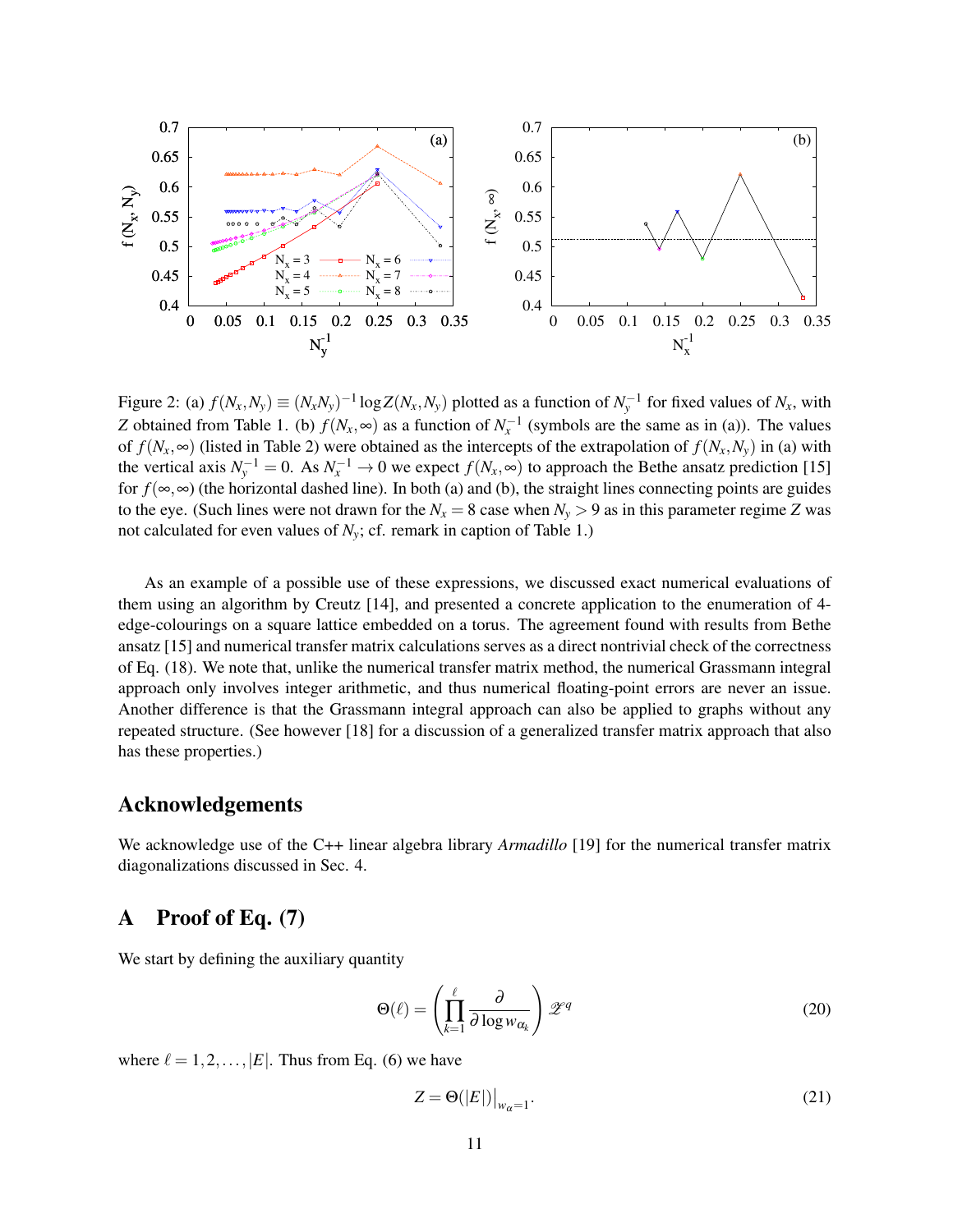Figure 2: (a) $f(N_x,N_y) \equiv (N_xN_y)^{-1} \log Z(N_x,N_y)$ plotted as a function of $N_y^{-1}$ for fixed values of $N_x$, with $Z$ obtained from Table 1. (b) $f(N_x,\infty)$ as a function of $N_x^{-1}$ (symbols are the same as in (a)). The values of $f(N_x,\infty)$ (listed in Table 2) were obtained as the intercepts of the extrapolation of $f(N_x,N_y)$ in (a) with the vertical axis $N_y^{-1} = 0$. As $N_x^{-1} \to 0$ we expect $f(N_x,\infty)$ to approach the Bethe ansatz prediction [15] for $f(\infty,\infty)$ (the horizontal dashed line). In both (a) and (b), the straight lines connecting points are guides to the eye. (Such lines were not drawn for the $N_x = 8$ case when $N_y > 9$ as in this parameter regime $Z$ was not calculated for even values of $N_y$; cf. remark in caption of Table 1.)

As an example of a possible use of these expressions, we discussed exact numerical evaluations of them using an algorithm by Creutz [14], and presented a concrete application to the enumeration of 4-edge-colourings on a square lattice embedded on a torus. The agreement found with results from Bethe ansatz [15] and numerical transfer matrix calculations serves as a direct nontrivial check of the correctness of Eq. (18). We note that, unlike the numerical transfer matrix method, the numerical Grassmann integral approach only involves integer arithmetic, and thus numerical floating-point errors are never an issue. Another difference is that the Grassmann integral approach can also be applied to graphs without any repeated structure. (See however [18] for a discussion of a generalized transfer matrix approach that also has these properties.)

## Acknowledgements

We acknowledge use of the C++ linear algebra library *Armadillo* [19] for the numerical transfer matrix diagonalizations discussed in Sec. 4.

## A Proof of Eq. (7)

We start by defining the auxiliary quantity

$$\Theta(\ell) = \left( \prod_{k=1}^{\ell} \frac{\partial}{\partial \log w_{\alpha_k}} \right) \mathscr{Z}^q \tag{20}$$

where $\ell = 1,2,\ldots,|E|$. Thus from Eq. (6) we have

$$Z = \Theta(|E|)\big|_{w_\alpha = 1}. \tag{21}$$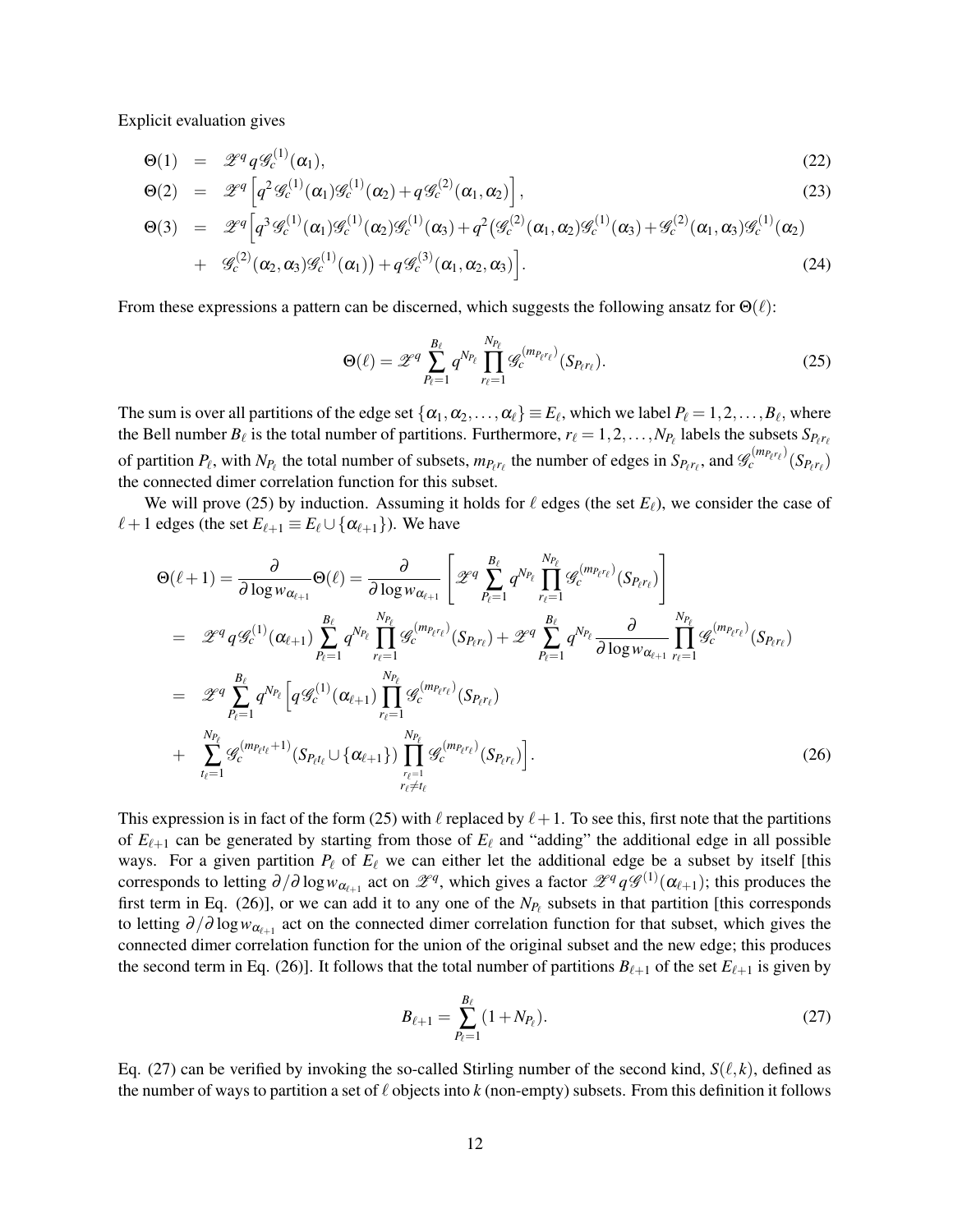Explicit evaluation gives

$$
\Theta(1) \;=\; \mathscr{Z}^q\, q\, \mathscr{G}_c^{(1)}(\alpha_1), \tag{22}
$$

$$
\Theta(2) \;=\; \mathscr{Z}^q \left[ q^2 \mathscr{G}_c^{(1)}(\alpha_1)\mathscr{G}_c^{(1)}(\alpha_2) + q\, \mathscr{G}_c^{(2)}(\alpha_1,\alpha_2) \right], \tag{23}
$$

$$
\begin{aligned}
\Theta(3) \;=\;& \mathscr{Z}^q \Big[ q^3 \mathscr{G}_c^{(1)}(\alpha_1)\mathscr{G}_c^{(1)}(\alpha_2)\mathscr{G}_c^{(1)}(\alpha_3) + q^2 \big( \mathscr{G}_c^{(2)}(\alpha_1,\alpha_2)\mathscr{G}_c^{(1)}(\alpha_3) + \mathscr{G}_c^{(2)}(\alpha_1,\alpha_3)\mathscr{G}_c^{(1)}(\alpha_2) \\
&+\; \mathscr{G}_c^{(2)}(\alpha_2,\alpha_3)\mathscr{G}_c^{(1)}(\alpha_1) \big) + q\, \mathscr{G}_c^{(3)}(\alpha_1,\alpha_2,\alpha_3) \Big].
\end{aligned} \tag{24}
$$

From these expressions a pattern can be discerned, which suggests the following ansatz for $\Theta(\ell)$:

$$
\Theta(\ell) = \mathscr{Z}^q \sum_{P_\ell=1}^{B_\ell} q^{N_{P_\ell}} \prod_{r_\ell=1}^{N_{P_\ell}} \mathscr{G}_c^{(m_{P_\ell r_\ell})}(S_{P_\ell r_\ell}). \tag{25}
$$

The sum is over all partitions of the edge set $\{\alpha_1, \alpha_2, \ldots, \alpha_\ell\} \equiv E_\ell$, which we label $P_\ell = 1, 2, \ldots, B_\ell$, where the Bell number $B_\ell$ is the total number of partitions. Furthermore, $r_\ell = 1, 2, \ldots, N_{P_\ell}$ labels the subsets $S_{P_\ell r_\ell}$ of partition $P_\ell$, with $N_{P_\ell}$ the total number of subsets, $m_{P_\ell r_\ell}$ the number of edges in $S_{P_\ell r_\ell}$, and $\mathscr{G}_c^{(m_{P_\ell r_\ell})}(S_{P_\ell r_\ell})$ the connected dimer correlation function for this subset.

We will prove (25) by induction. Assuming it holds for $\ell$ edges (the set $E_\ell$), we consider the case of $\ell+1$ edges (the set $E_{\ell+1} \equiv E_\ell \cup \{\alpha_{\ell+1}\}$). We have

$$
\begin{aligned}
\Theta(\ell+1) &= \frac{\partial}{\partial \log w_{\alpha_{\ell+1}}} \Theta(\ell) = \frac{\partial}{\partial \log w_{\alpha_{\ell+1}}} \left[ \mathscr{Z}^q \sum_{P_\ell=1}^{B_\ell} q^{N_{P_\ell}} \prod_{r_\ell=1}^{N_{P_\ell}} \mathscr{G}_c^{(m_{P_\ell r_\ell})}(S_{P_\ell r_\ell}) \right] \\
&= \mathscr{Z}^q\, q\, \mathscr{G}_c^{(1)}(\alpha_{\ell+1}) \sum_{P_\ell=1}^{B_\ell} q^{N_{P_\ell}} \prod_{r_\ell=1}^{N_{P_\ell}} \mathscr{G}_c^{(m_{P_\ell r_\ell})}(S_{P_\ell r_\ell}) + \mathscr{Z}^q \sum_{P_\ell=1}^{B_\ell} q^{N_{P_\ell}} \frac{\partial}{\partial \log w_{\alpha_{\ell+1}}} \prod_{r_\ell=1}^{N_{P_\ell}} \mathscr{G}_c^{(m_{P_\ell r_\ell})}(S_{P_\ell r_\ell}) \\
&= \mathscr{Z}^q \sum_{P_\ell=1}^{B_\ell} q^{N_{P_\ell}} \Big[ q\, \mathscr{G}_c^{(1)}(\alpha_{\ell+1}) \prod_{r_\ell=1}^{N_{P_\ell}} \mathscr{G}_c^{(m_{P_\ell r_\ell})}(S_{P_\ell r_\ell}) \\
&+ \sum_{t_\ell=1}^{N_{P_\ell}} \mathscr{G}_c^{(m_{P_\ell t_\ell}+1)}(S_{P_\ell t_\ell} \cup \{\alpha_{\ell+1}\}) \prod_{\substack{r_\ell=1 \\ r_\ell \neq t_\ell}}^{N_{P_\ell}} \mathscr{G}_c^{(m_{P_\ell r_\ell})}(S_{P_\ell r_\ell}) \Big].
\end{aligned} \tag{26}
$$

This expression is in fact of the form (25) with $\ell$ replaced by $\ell+1$. To see this, first note that the partitions of $E_{\ell+1}$ can be generated by starting from those of $E_\ell$ and "adding" the additional edge in all possible ways. For a given partition $P_\ell$ of $E_\ell$ we can either let the additional edge be a subset by itself [this corresponds to letting $\partial/\partial \log w_{\alpha_{\ell+1}}$ act on $\mathscr{Z}^q$, which gives a factor $\mathscr{Z}^q q \mathscr{G}^{(1)}(\alpha_{\ell+1})$; this produces the first term in Eq. (26)], or we can add it to any one of the $N_{P_\ell}$ subsets in that partition [this corresponds to letting $\partial/\partial \log w_{\alpha_{\ell+1}}$ act on the connected dimer correlation function for that subset, which gives the connected dimer correlation function for the union of the original subset and the new edge; this produces the second term in Eq. (26)]. It follows that the total number of partitions $B_{\ell+1}$ of the set $E_{\ell+1}$ is given by

$$
B_{\ell+1} = \sum_{P_\ell=1}^{B_\ell} (1 + N_{P_\ell}). \tag{27}
$$

Eq. (27) can be verified by invoking the so-called Stirling number of the second kind, $S(\ell,k)$, defined as the number of ways to partition a set of $\ell$ objects into $k$ (non-empty) subsets. From this definition it follows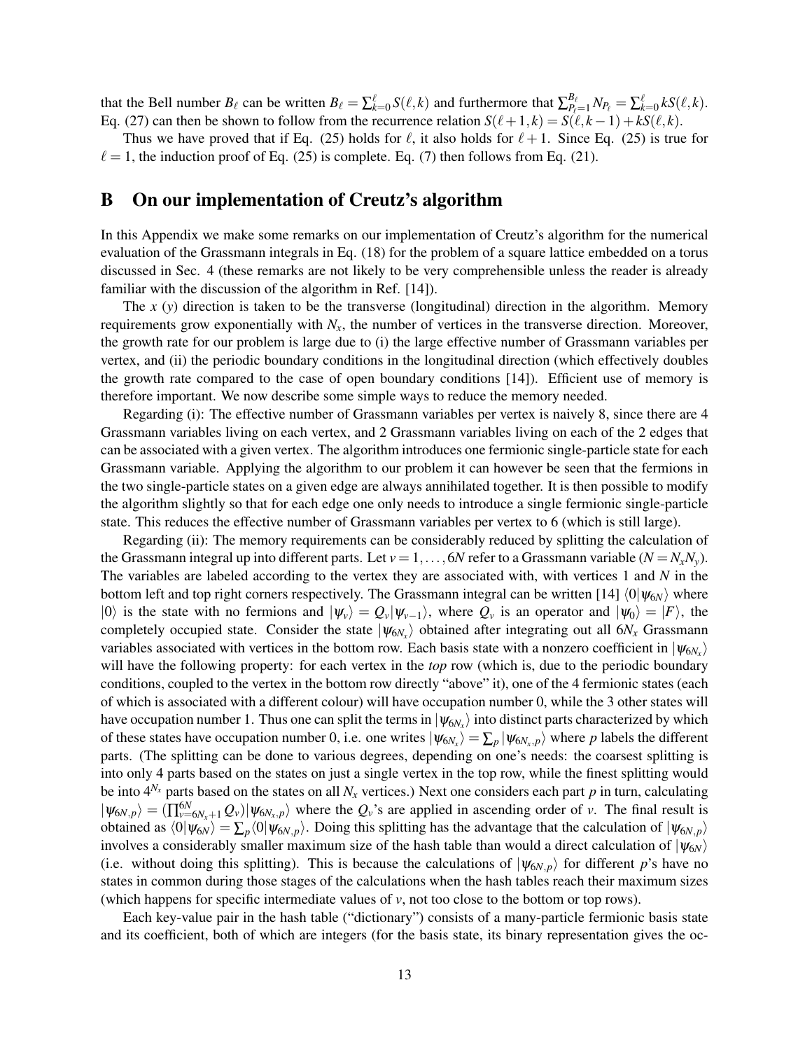that the Bell number $B_\ell$ can be written $B_\ell = \sum_{k=0}^{\ell} S(\ell,k)$ and furthermore that $\sum_{P_\ell=1}^{B_\ell} N_{P_\ell} = \sum_{k=0}^{\ell} kS(\ell,k)$. Eq. (27) can then be shown to follow from the recurrence relation $S(\ell+1,k) = S(\ell,k-1) + kS(\ell,k)$.

Thus we have proved that if Eq. (25) holds for $\ell$, it also holds for $\ell+1$. Since Eq. (25) is true for $\ell = 1$, the induction proof of Eq. (25) is complete. Eq. (7) then follows from Eq. (21).

## B On our implementation of Creutz's algorithm

In this Appendix we make some remarks on our implementation of Creutz's algorithm for the numerical evaluation of the Grassmann integrals in Eq. (18) for the problem of a square lattice embedded on a torus discussed in Sec. 4 (these remarks are not likely to be very comprehensible unless the reader is already familiar with the discussion of the algorithm in Ref. [14]).

The $x$ ($y$) direction is taken to be the transverse (longitudinal) direction in the algorithm. Memory requirements grow exponentially with $N_x$, the number of vertices in the transverse direction. Moreover, the growth rate for our problem is large due to (i) the large effective number of Grassmann variables per vertex, and (ii) the periodic boundary conditions in the longitudinal direction (which effectively doubles the growth rate compared to the case of open boundary conditions [14]). Efficient use of memory is therefore important. We now describe some simple ways to reduce the memory needed.

Regarding (i): The effective number of Grassmann variables per vertex is naively 8, since there are 4 Grassmann variables living on each vertex, and 2 Grassmann variables living on each of the 2 edges that can be associated with a given vertex. The algorithm introduces one fermionic single-particle state for each Grassmann variable. Applying the algorithm to our problem it can however be seen that the fermions in the two single-particle states on a given edge are always annihilated together. It is then possible to modify the algorithm slightly so that for each edge one only needs to introduce a single fermionic single-particle state. This reduces the effective number of Grassmann variables per vertex to 6 (which is still large).

Regarding (ii): The memory requirements can be considerably reduced by splitting the calculation of the Grassmann integral up into different parts. Let $v = 1,\ldots,6N$ refer to a Grassmann variable ($N = N_x N_y$). The variables are labeled according to the vertex they are associated with, with vertices 1 and $N$ in the bottom left and top right corners respectively. The Grassmann integral can be written [14] $\langle 0|\psi_{6N}\rangle$ where $|0\rangle$ is the state with no fermions and $|\psi_v\rangle = Q_v|\psi_{v-1}\rangle$, where $Q_v$ is an operator and $|\psi_0\rangle = |F\rangle$, the completely occupied state. Consider the state $|\psi_{6N_x}\rangle$ obtained after integrating out all $6N_x$ Grassmann variables associated with vertices in the bottom row. Each basis state with a nonzero coefficient in $|\psi_{6N_x}\rangle$ will have the following property: for each vertex in the *top* row (which is, due to the periodic boundary conditions, coupled to the vertex in the bottom row directly "above" it), one of the 4 fermionic states (each of which is associated with a different colour) will have occupation number 0, while the 3 other states will have occupation number 1. Thus one can split the terms in $|\psi_{6N_x}\rangle$ into distinct parts characterized by which of these states have occupation number 0, i.e. one writes $|\psi_{6N_x}\rangle = \sum_p |\psi_{6N_x,p}\rangle$ where $p$ labels the different parts. (The splitting can be done to various degrees, depending on one's needs: the coarsest splitting is into only 4 parts based on the states on just a single vertex in the top row, while the finest splitting would be into $4^{N_x}$ parts based on the states on all $N_x$ vertices.) Next one considers each part $p$ in turn, calculating $|\psi_{6N,p}\rangle = (\prod_{v=6N_x+1}^{6N} Q_v)|\psi_{6N_x,p}\rangle$ where the $Q_v$'s are applied in ascending order of $v$. The final result is obtained as $\langle 0|\psi_{6N}\rangle = \sum_p \langle 0|\psi_{6N,p}\rangle$. Doing this splitting has the advantage that the calculation of $|\psi_{6N,p}\rangle$ involves a considerably smaller maximum size of the hash table than would a direct calculation of $|\psi_{6N}\rangle$ (i.e. without doing this splitting). This is because the calculations of $|\psi_{6N,p}\rangle$ for different $p$'s have no states in common during those stages of the calculations when the hash tables reach their maximum sizes (which happens for specific intermediate values of $v$, not too close to the bottom or top rows).

Each key-value pair in the hash table ("dictionary") consists of a many-particle fermionic basis state and its coefficient, both of which are integers (for the basis state, its binary representation gives the oc-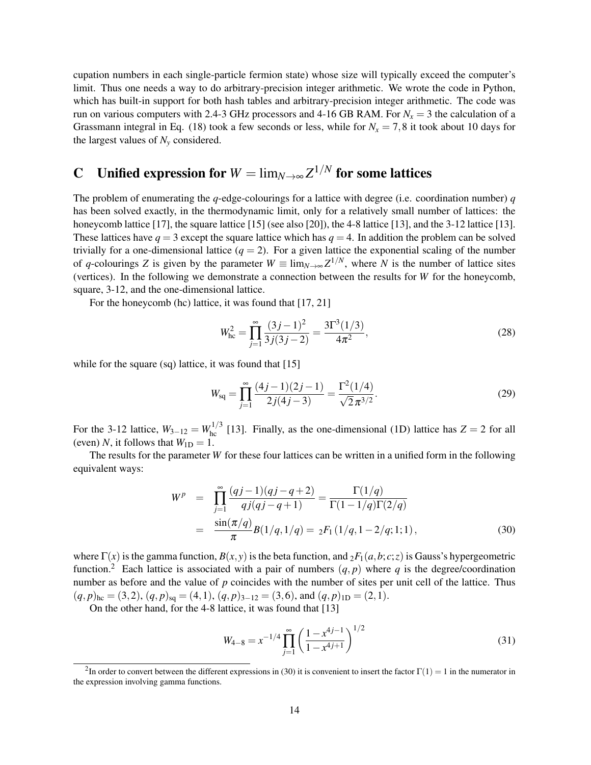cupation numbers in each single-particle fermion state) whose size will typically exceed the computer's limit. Thus one needs a way to do arbitrary-precision integer arithmetic. We wrote the code in Python, which has built-in support for both hash tables and arbitrary-precision integer arithmetic. The code was run on various computers with 2.4-3 GHz processors and 4-16 GB RAM. For $N_x = 3$ the calculation of a Grassmann integral in Eq. (18) took a few seconds or less, while for $N_x = 7, 8$ it took about 10 days for the largest values of $N_y$ considered.

## C Unified expression for $W = \lim_{N\to\infty} Z^{1/N}$ for some lattices

The problem of enumerating the $q$-edge-colourings for a lattice with degree (i.e. coordination number) $q$ has been solved exactly, in the thermodynamic limit, only for a relatively small number of lattices: the honeycomb lattice [17], the square lattice [15] (see also [20]), the 4-8 lattice [13], and the 3-12 lattice [13]. These lattices have $q = 3$ except the square lattice which has $q = 4$. In addition the problem can be solved trivially for a one-dimensional lattice ($q = 2$). For a given lattice the exponential scaling of the number of $q$-colourings $Z$ is given by the parameter $W \equiv \lim_{N\to\infty} Z^{1/N}$, where $N$ is the number of lattice sites (vertices). In the following we demonstrate a connection between the results for $W$ for the honeycomb, square, 3-12, and the one-dimensional lattice.

For the honeycomb (hc) lattice, it was found that [17, 21]

$$
W_{\text{hc}}^2 = \prod_{j=1}^{\infty} \frac{(3j-1)^2}{3j(3j-2)} = \frac{3\Gamma^3(1/3)}{4\pi^2}, \tag{28}
$$

while for the square (sq) lattice, it was found that [15]

$$
W_{\text{sq}} = \prod_{j=1}^{\infty} \frac{(4j-1)(2j-1)}{2j(4j-3)} = \frac{\Gamma^2(1/4)}{\sqrt{2}\,\pi^{3/2}}. \tag{29}
$$

For the 3-12 lattice, $W_{3-12} = W_{\text{hc}}^{1/3}$ [13]. Finally, as the one-dimensional (1D) lattice has $Z = 2$ for all (even) $N$, it follows that $W_{\text{1D}} = 1$.

The results for the parameter $W$ for these four lattices can be written in a unified form in the following equivalent ways:

$$
\begin{aligned}
W^p &= \prod_{j=1}^{\infty} \frac{(qj-1)(qj-q+2)}{qj(qj-q+1)} = \frac{\Gamma(1/q)}{\Gamma(1-1/q)\Gamma(2/q)} \\
&= \frac{\sin(\pi/q)}{\pi} B(1/q, 1/q) = {}_2F_1\left(1/q, 1-2/q; 1; 1\right),
\end{aligned} \tag{30}
$$

where $\Gamma(x)$ is the gamma function, $B(x,y)$ is the beta function, and ${}_2F_1(a,b;c;z)$ is Gauss's hypergeometric function.[2] Each lattice is associated with a pair of numbers $(q, p)$ where $q$ is the degree/coordination number as before and the value of $p$ coincides with the number of sites per unit cell of the lattice. Thus $(q,p)_{\text{hc}} = (3,2)$, $(q,p)_{\text{sq}} = (4,1)$, $(q,p)_{3-12} = (3,6)$, and $(q,p)_{\text{1D}} = (2,1)$.

On the other hand, for the 4-8 lattice, it was found that [13]

$$
W_{4-8} = x^{-1/4} \prod_{j=1}^{\infty} \left( \frac{1 - x^{4j-1}}{1 - x^{4j+1}} \right)^{1/2} \tag{31}
$$

[2] In order to convert between the different expressions in (30) it is convenient to insert the factor $\Gamma(1) = 1$ in the numerator in the expression involving gamma functions.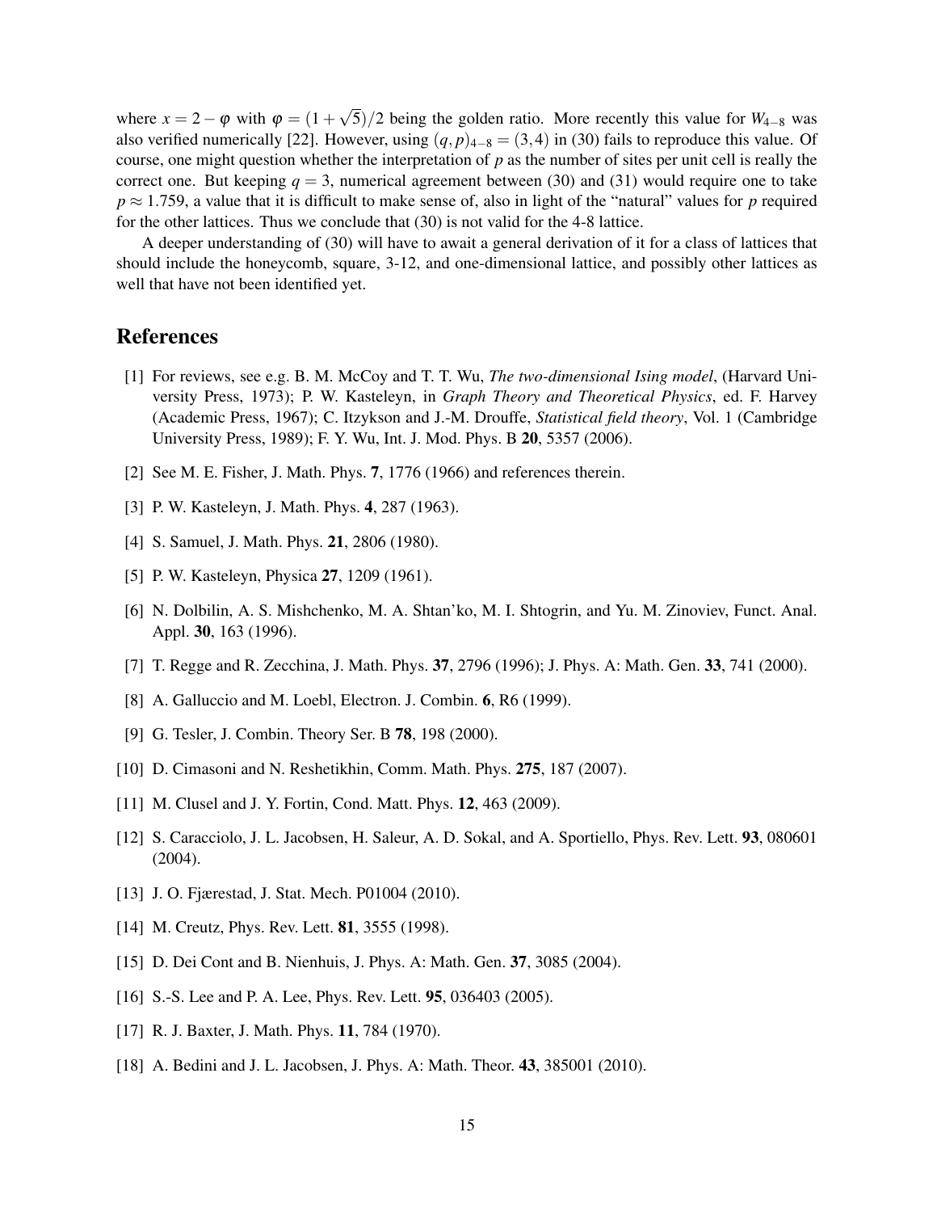where $x = 2 - \varphi$ with $\varphi = (1+\sqrt{5})/2$ being the golden ratio. More recently this value for $W_{4-8}$ was also verified numerically [22]. However, using $(q,p)_{4-8} = (3,4)$ in (30) fails to reproduce this value. Of course, one might question whether the interpretation of $p$ as the number of sites per unit cell is really the correct one. But keeping $q = 3$, numerical agreement between (30) and (31) would require one to take $p \approx 1.759$, a value that it is difficult to make sense of, also in light of the "natural" values for $p$ required for the other lattices. Thus we conclude that (30) is not valid for the 4-8 lattice.

A deeper understanding of (30) will have to await a general derivation of it for a class of lattices that should include the honeycomb, square, 3-12, and one-dimensional lattice, and possibly other lattices as well that have not been identified yet.

# References

[1] For reviews, see e.g. B. M. McCoy and T. T. Wu, *The two-dimensional Ising model*, (Harvard University Press, 1973); P. W. Kasteleyn, in *Graph Theory and Theoretical Physics*, ed. F. Harvey (Academic Press, 1967); C. Itzykson and J.-M. Drouffe, *Statistical field theory*, Vol. 1 (Cambridge University Press, 1989); F. Y. Wu, Int. J. Mod. Phys. B **20**, 5357 (2006).

[2] See M. E. Fisher, J. Math. Phys. **7**, 1776 (1966) and references therein.

[3] P. W. Kasteleyn, J. Math. Phys. **4**, 287 (1963).

[4] S. Samuel, J. Math. Phys. **21**, 2806 (1980).

[5] P. W. Kasteleyn, Physica **27**, 1209 (1961).

[6] N. Dolbilin, A. S. Mishchenko, M. A. Shtan'ko, M. I. Shtogrin, and Yu. M. Zinoviev, Funct. Anal. Appl. **30**, 163 (1996).

[7] T. Regge and R. Zecchina, J. Math. Phys. **37**, 2796 (1996); J. Phys. A: Math. Gen. **33**, 741 (2000).

[8] A. Galluccio and M. Loebl, Electron. J. Combin. **6**, R6 (1999).

[9] G. Tesler, J. Combin. Theory Ser. B **78**, 198 (2000).

[10] D. Cimasoni and N. Reshetikhin, Comm. Math. Phys. **275**, 187 (2007).

[11] M. Clusel and J. Y. Fortin, Cond. Matt. Phys. **12**, 463 (2009).

[12] S. Caracciolo, J. L. Jacobsen, H. Saleur, A. D. Sokal, and A. Sportiello, Phys. Rev. Lett. **93**, 080601 (2004).

[13] J. O. Fjærestad, J. Stat. Mech. P01004 (2010).

[14] M. Creutz, Phys. Rev. Lett. **81**, 3555 (1998).

[15] D. Dei Cont and B. Nienhuis, J. Phys. A: Math. Gen. **37**, 3085 (2004).

[16] S.-S. Lee and P. A. Lee, Phys. Rev. Lett. **95**, 036403 (2005).

[17] R. J. Baxter, J. Math. Phys. **11**, 784 (1970).

[18] A. Bedini and J. L. Jacobsen, J. Phys. A: Math. Theor. **43**, 385001 (2010).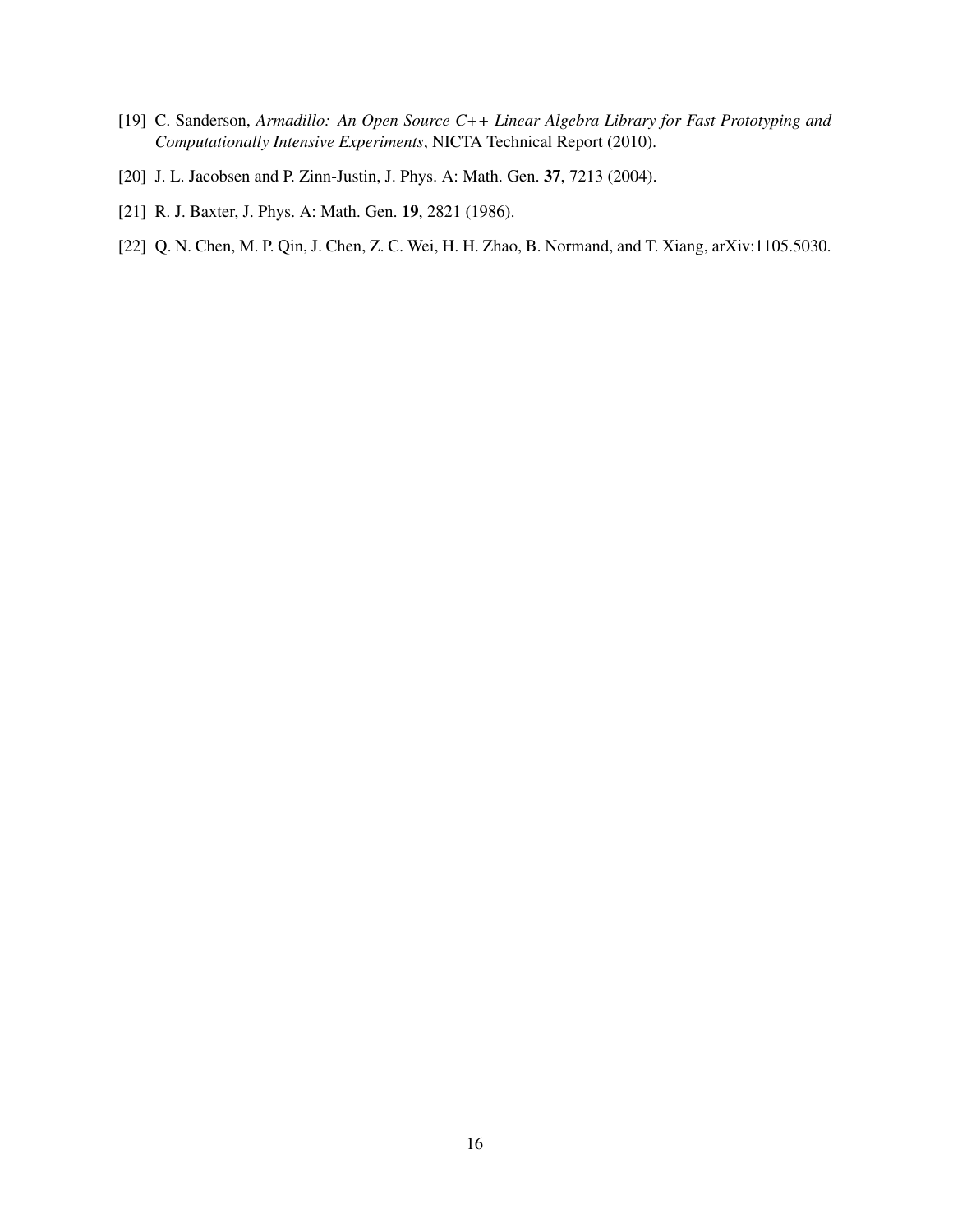[19] C. Sanderson, *Armadillo: An Open Source C++ Linear Algebra Library for Fast Prototyping and Computationally Intensive Experiments*, NICTA Technical Report (2010).

[20] J. L. Jacobsen and P. Zinn-Justin, J. Phys. A: Math. Gen. **37**, 7213 (2004).

[21] R. J. Baxter, J. Phys. A: Math. Gen. **19**, 2821 (1986).

[22] Q. N. Chen, M. P. Qin, J. Chen, Z. C. Wei, H. H. Zhao, B. Normand, and T. Xiang, arXiv:1105.5030.